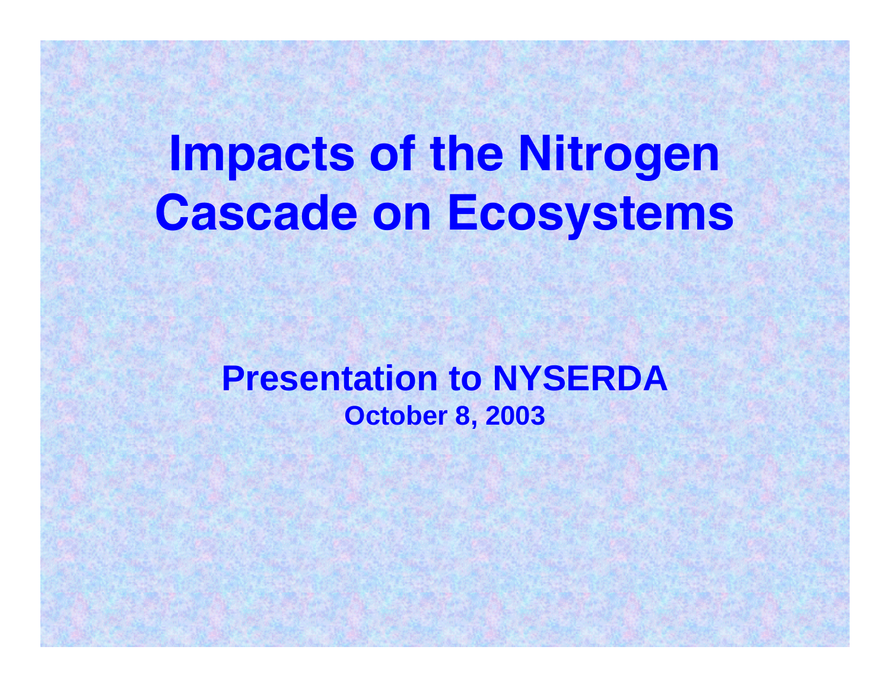# Impacts of the Nitrogen Cascade on Ecosystems

**Presentation to NYSERDA**

**October 8, 2003**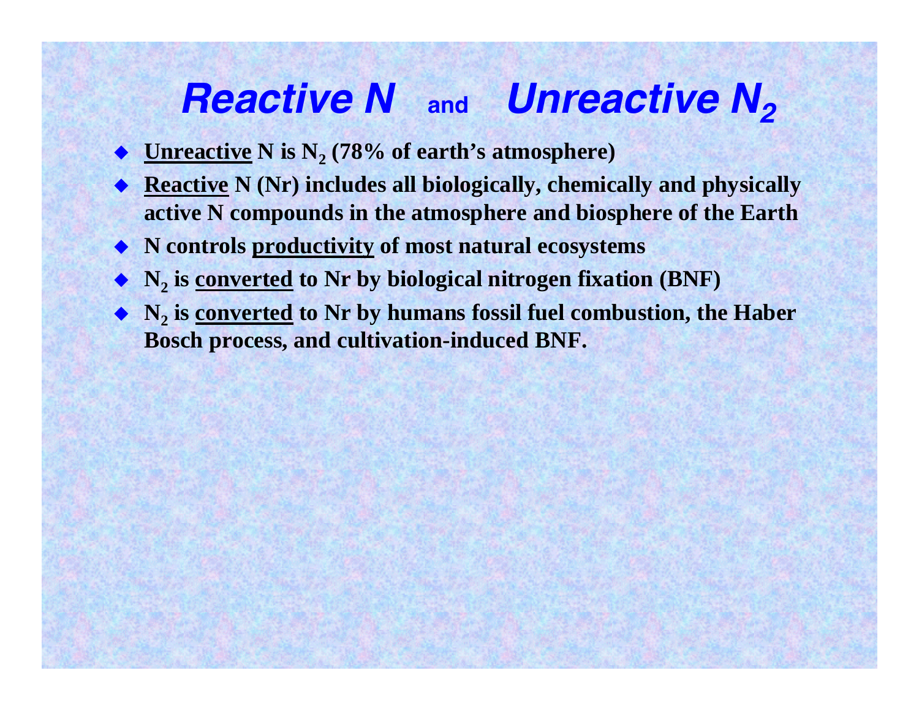# *Reactive N* and *Unreactive $N_2$*

- **Unreactive N is $N_2$ (78% of earth's atmosphere)**
- **Reactive N (Nr) includes all biologically, chemically and physically active N compounds in the atmosphere and biosphere of the Earth**
- **N controls productivity of most natural ecosystems**
- **$N_2$ is converted to Nr by biological nitrogen fixation (BNF)**
- **$N_2$ is converted to Nr by humans fossil fuel combustion, the Haber Bosch process, and cultivation-induced BNF.**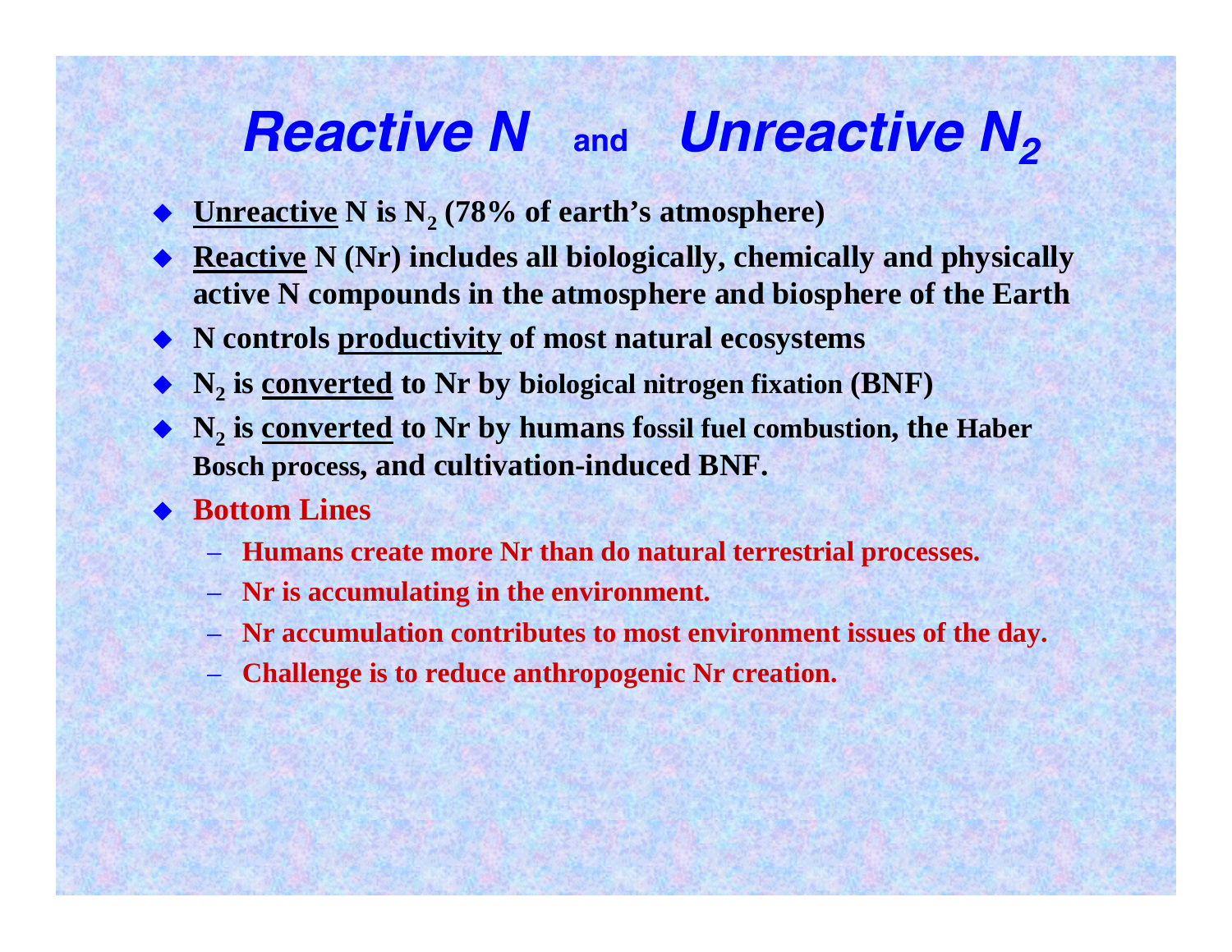# *Reactive N* and *Unreactive $N_2$*

- **<u>Unreactive</u> N is $N_2$ (78% of earth's atmosphere)**
- **<u>Reactive</u> N (Nr) includes all biologically, chemically and physically active N compounds in the atmosphere and biosphere of the Earth**
- **N controls <u>productivity</u> of most natural ecosystems**
- **$N_2$ is <u>converted</u> to Nr by biological nitrogen fixation (BNF)**
- **$N_2$ is <u>converted</u> to Nr by humans fossil fuel combustion, the Haber Bosch process, and cultivation-induced BNF.**
- **Bottom Lines**
  - **Humans create more Nr than do natural terrestrial processes.**
  - **Nr is accumulating in the environment.**
  - **Nr accumulation contributes to most environment issues of the day.**
  - **Challenge is to reduce anthropogenic Nr creation.**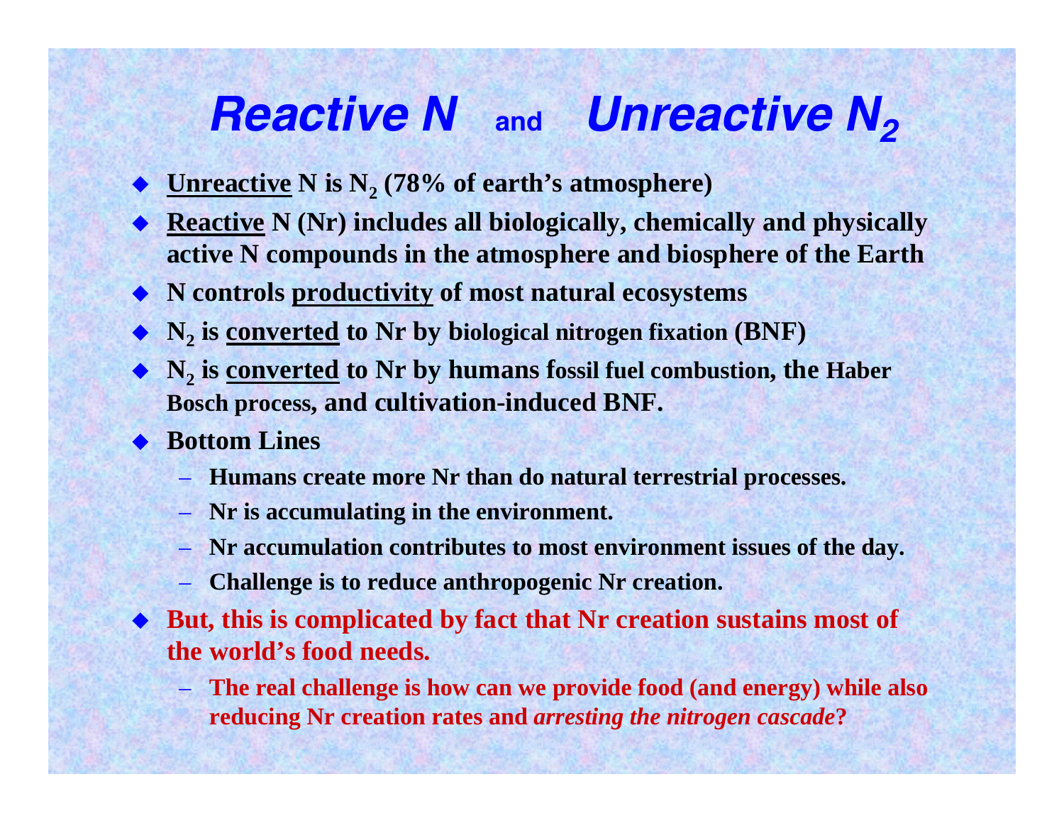# *Reactive N* and *Unreactive $N_2$*

- **Unreactive N is $N_2$ (78% of earth's atmosphere)**
- **Reactive N (Nr) includes all biologically, chemically and physically active N compounds in the atmosphere and biosphere of the Earth**
- **N controls productivity of most natural ecosystems**
- **$N_2$ is converted to Nr by biological nitrogen fixation (BNF)**
- **$N_2$ is converted to Nr by humans fossil fuel combustion, the Haber Bosch process, and cultivation-induced BNF.**
- **Bottom Lines**
  - **Humans create more Nr than do natural terrestrial processes.**
  - **Nr is accumulating in the environment.**
  - **Nr accumulation contributes to most environment issues of the day.**
  - **Challenge is to reduce anthropogenic Nr creation.**
- **But, this is complicated by fact that Nr creation sustains most of the world's food needs.**
  - **The real challenge is how can we provide food (and energy) while also reducing Nr creation rates and *arresting the nitrogen cascade*?**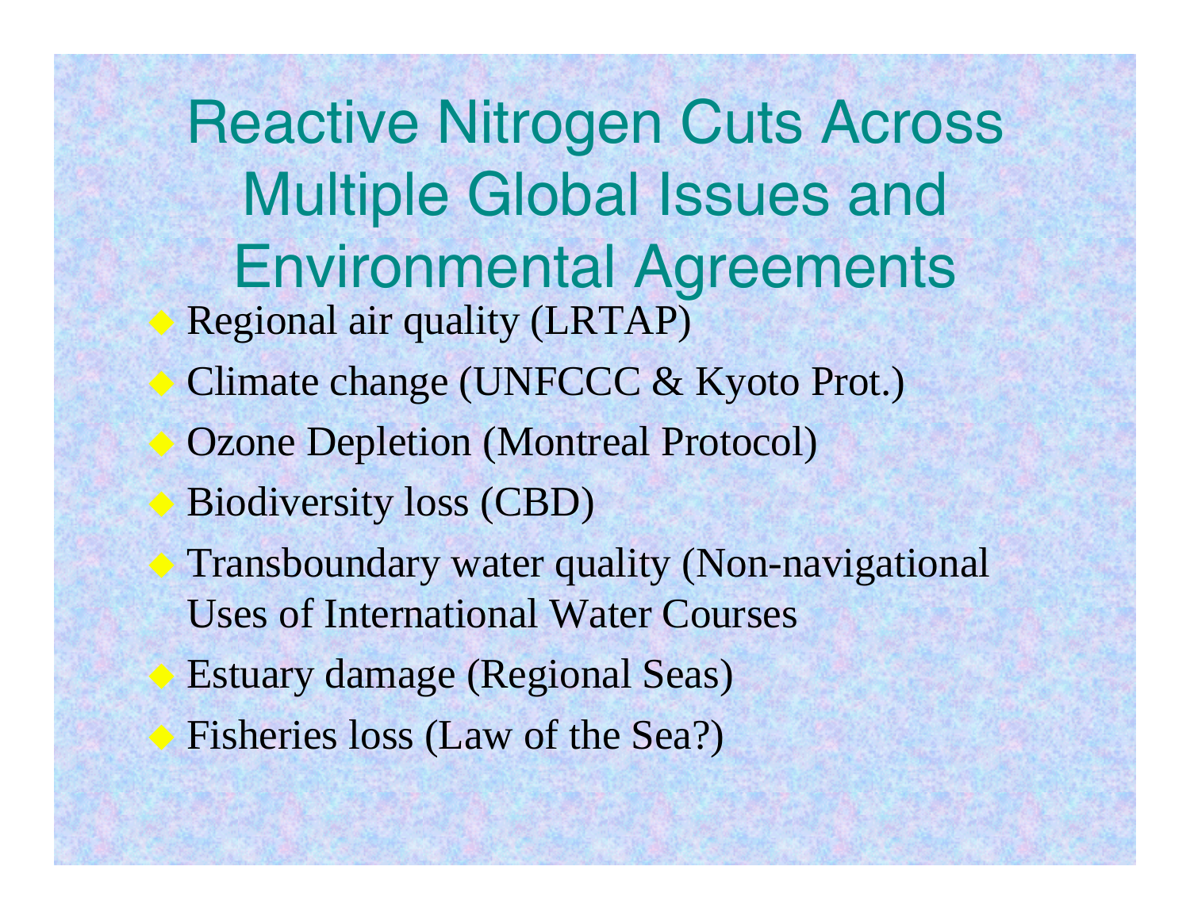# Reactive Nitrogen Cuts Across Multiple Global Issues and Environmental Agreements

- Regional air quality (LRTAP)
- Climate change (UNFCCC & Kyoto Prot.)
- Ozone Depletion (Montreal Protocol)
- Biodiversity loss (CBD)
- Transboundary water quality (Non-navigational Uses of International Water Courses
- Estuary damage (Regional Seas)
- Fisheries loss (Law of the Sea?)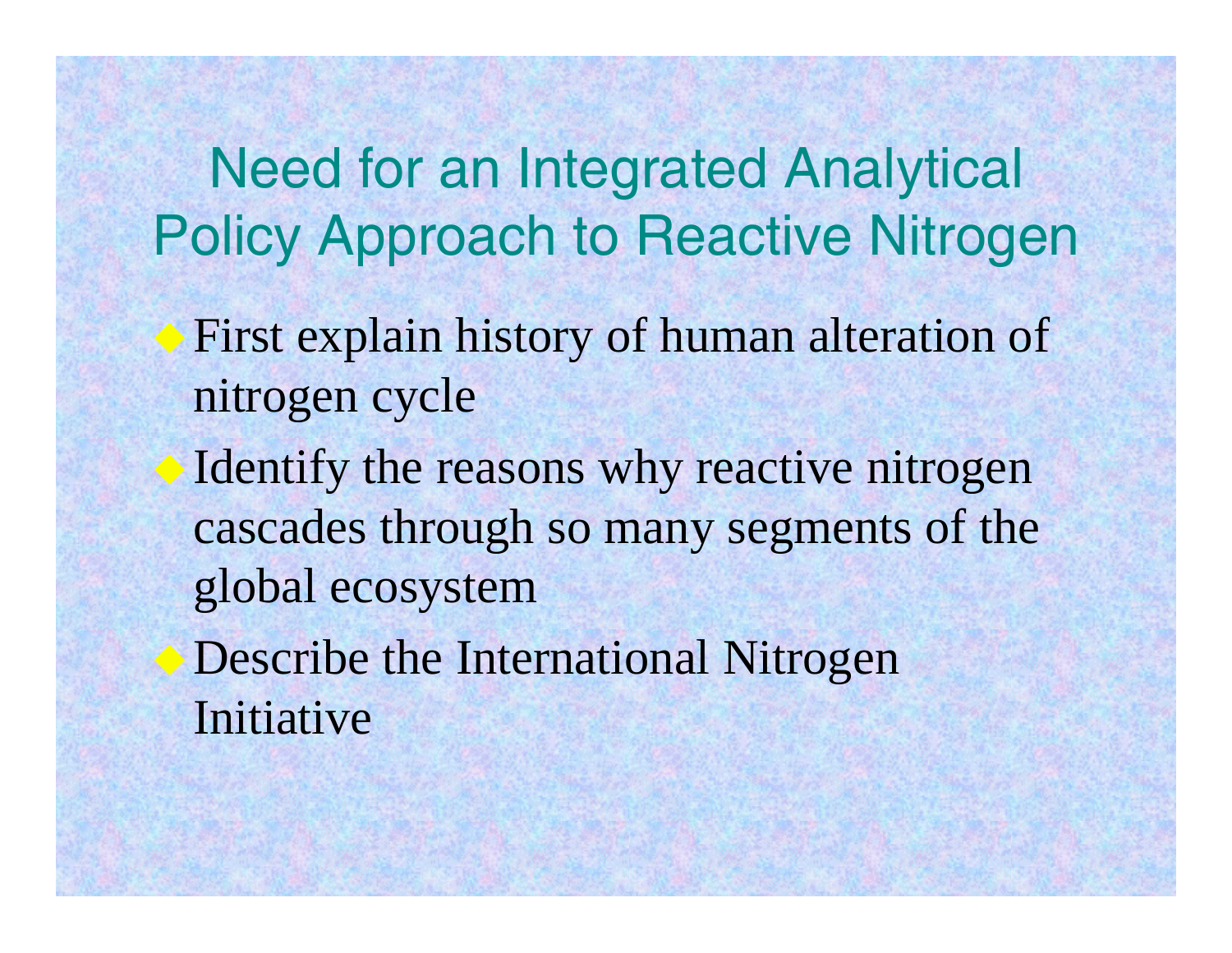# Need for an Integrated Analytical Policy Approach to Reactive Nitrogen

- First explain history of human alteration of nitrogen cycle
- Identify the reasons why reactive nitrogen cascades through so many segments of the global ecosystem
- Describe the International Nitrogen Initiative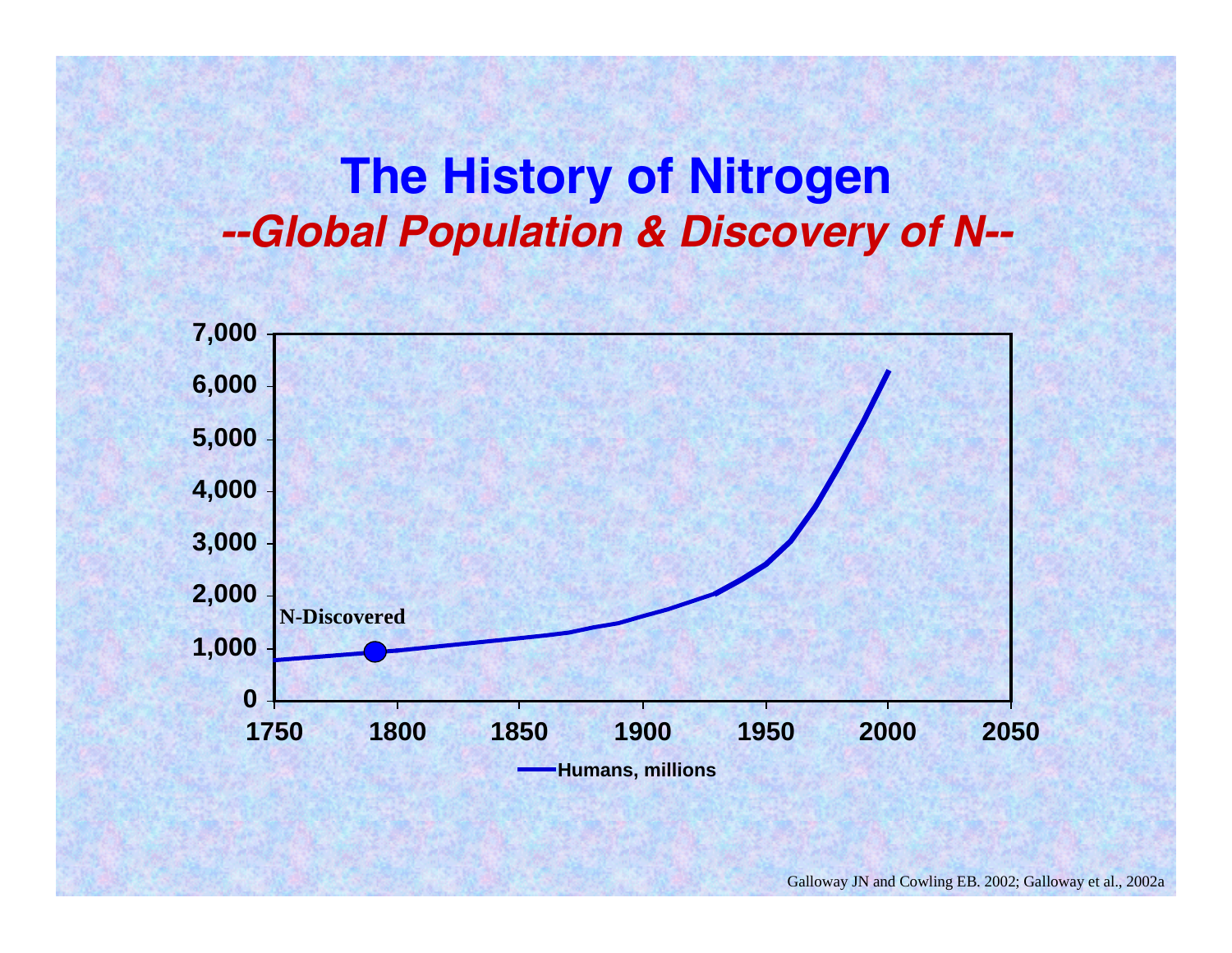# The History of Nitrogen

## *--Global Population & Discovery of N--*

7,000
6,000
5,000
4,000
3,000
2,000
1,000
0

N-Discovered

1750 1800 1850 1900 1950 2000 2050

Humans, millions

Galloway JN and Cowling EB. 2002; Galloway et al., 2002a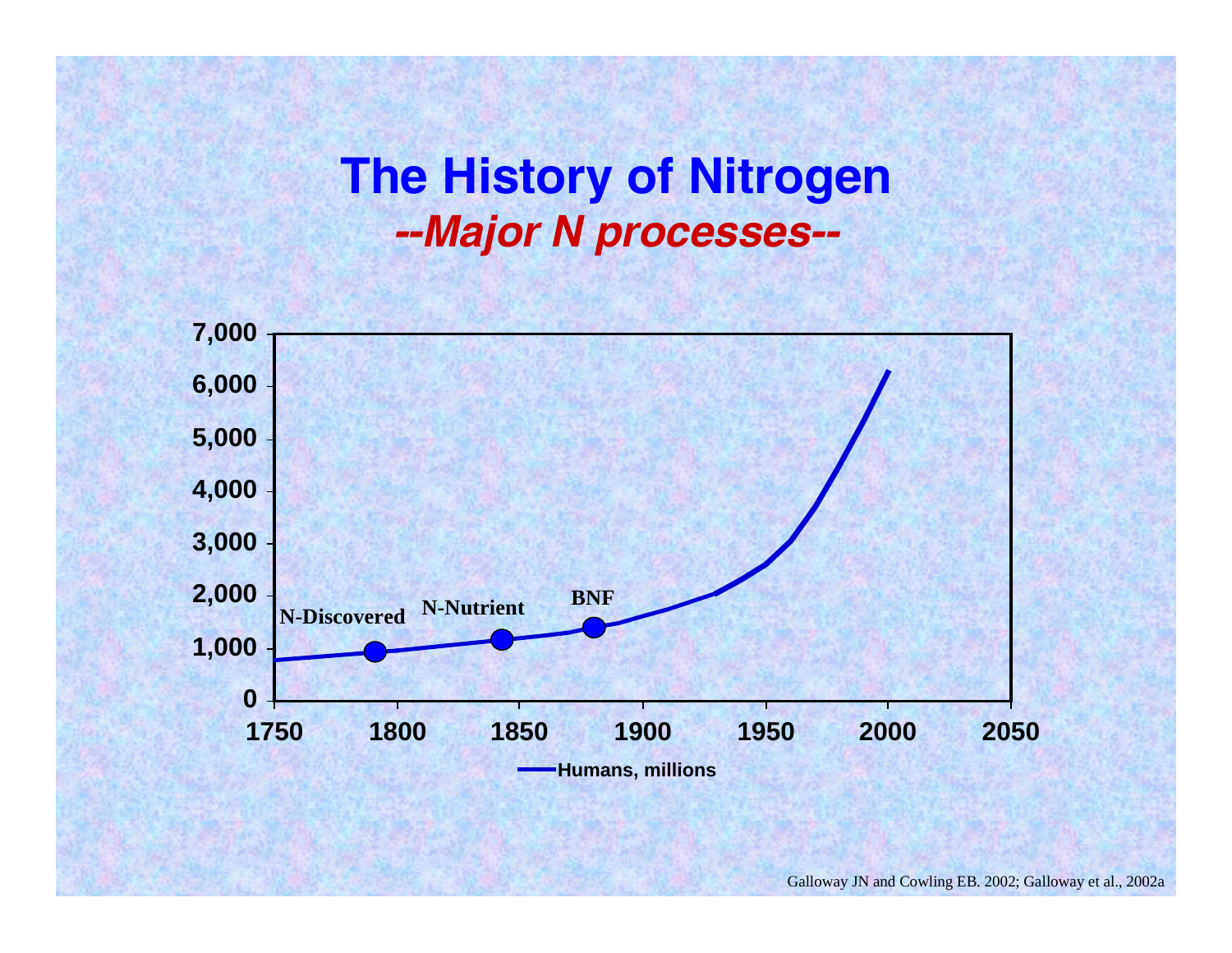# The History of Nitrogen

## *--Major N processes--*

| Year | Humans, millions | Event |
|---|---|---|
| 1750 | ~800 | |
| ~1790 | ~950 | N-Discovered |
| ~1843 | ~1,200 | N-Nutrient |
| ~1880 | ~1,400 | BNF |
| 1930 | ~2,050 | |
| 1950 | ~2,600 | |
| 1960 | ~3,050 | |
| 2000 | ~6,300 | |

Humans, millions

Galloway JN and Cowling EB. 2002; Galloway et al., 2002a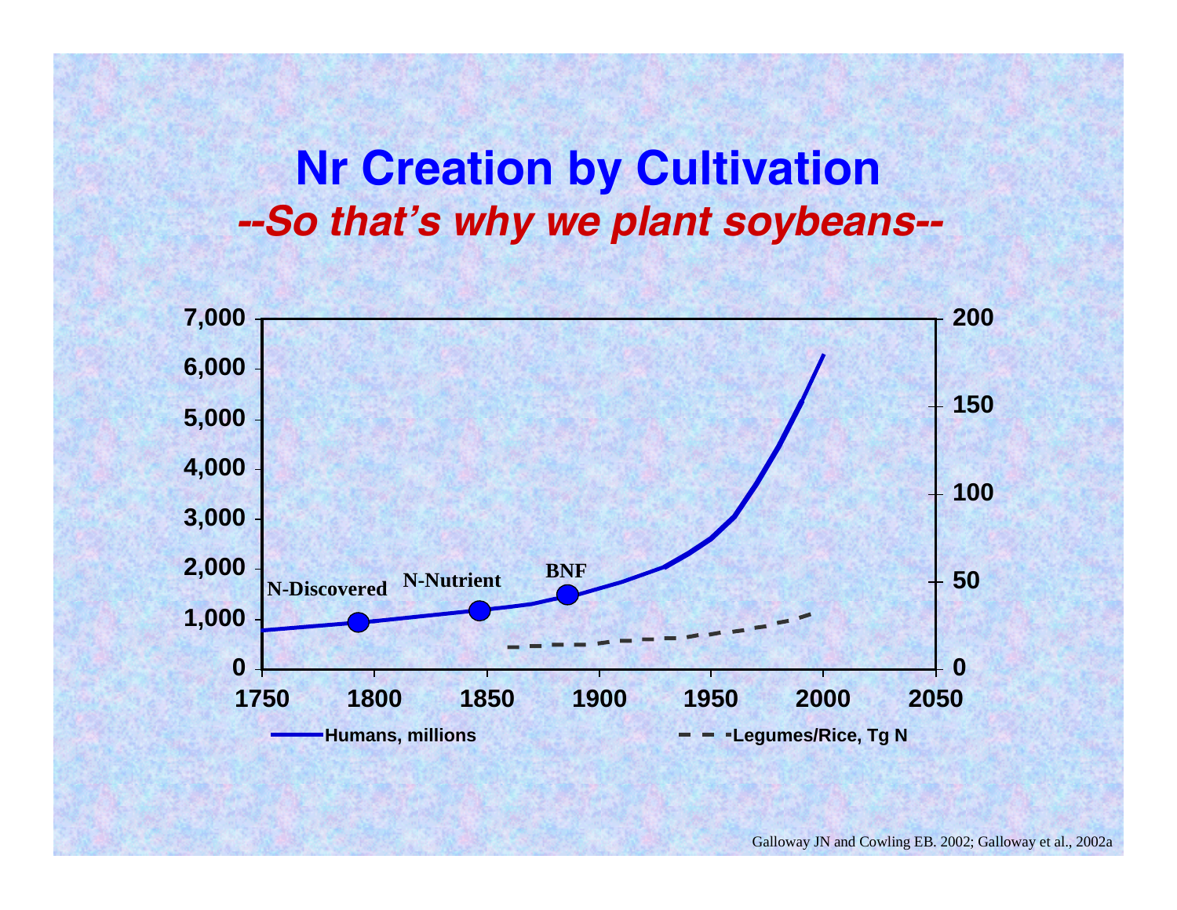# Nr Creation by Cultivation

## *--So that's why we plant soybeans--*

N-Discovered

N-Nutrient

BNF

Humans, millions

Legumes/Rice, Tg N

Galloway JN and Cowling EB. 2002; Galloway et al., 2002a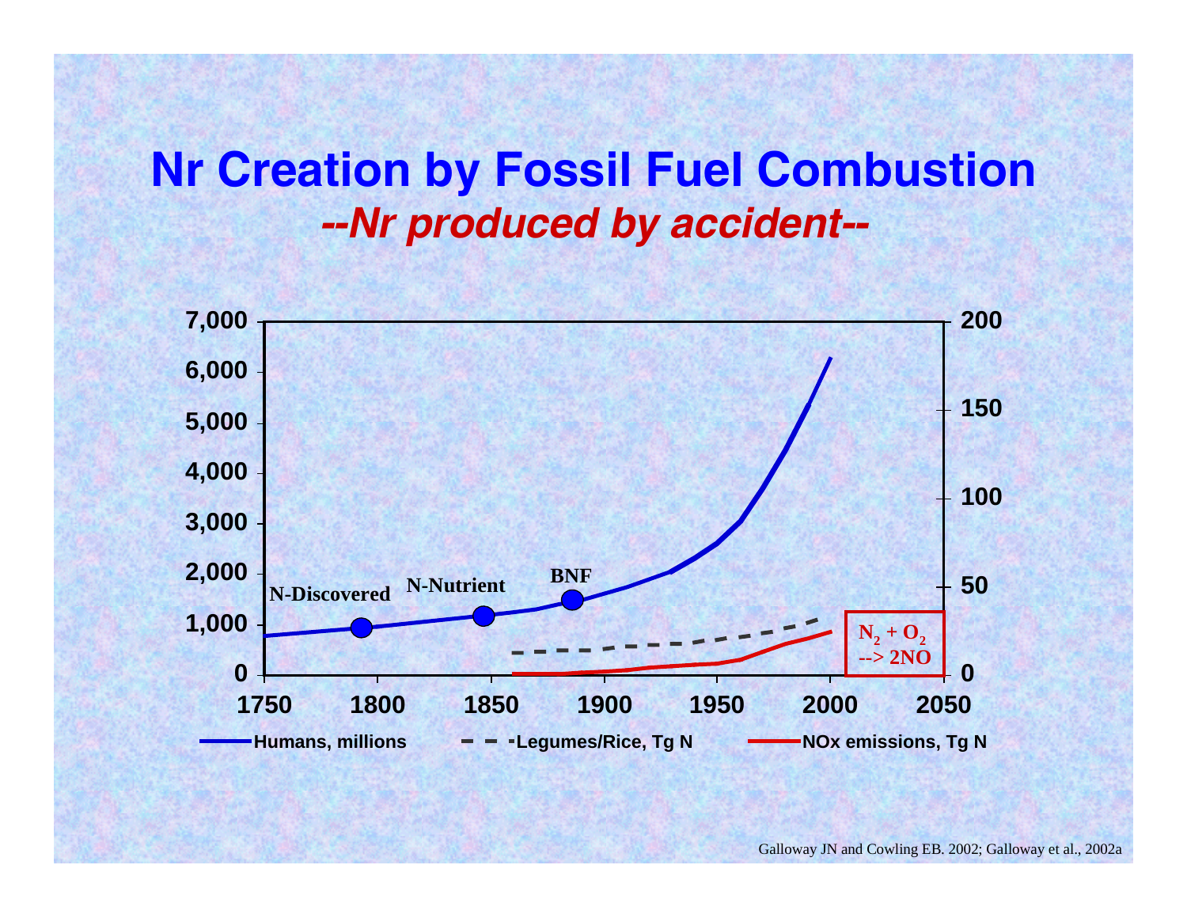# Nr Creation by Fossil Fuel Combustion

***--Nr produced by accident--***

Humans, millions | Legumes/Rice, Tg N | NOx emissions, Tg N

N-Discovered | N-Nutrient | BNF

$N_2 + O_2 \rightarrow 2NO$

Galloway JN and Cowling EB. 2002; Galloway et al., 2002a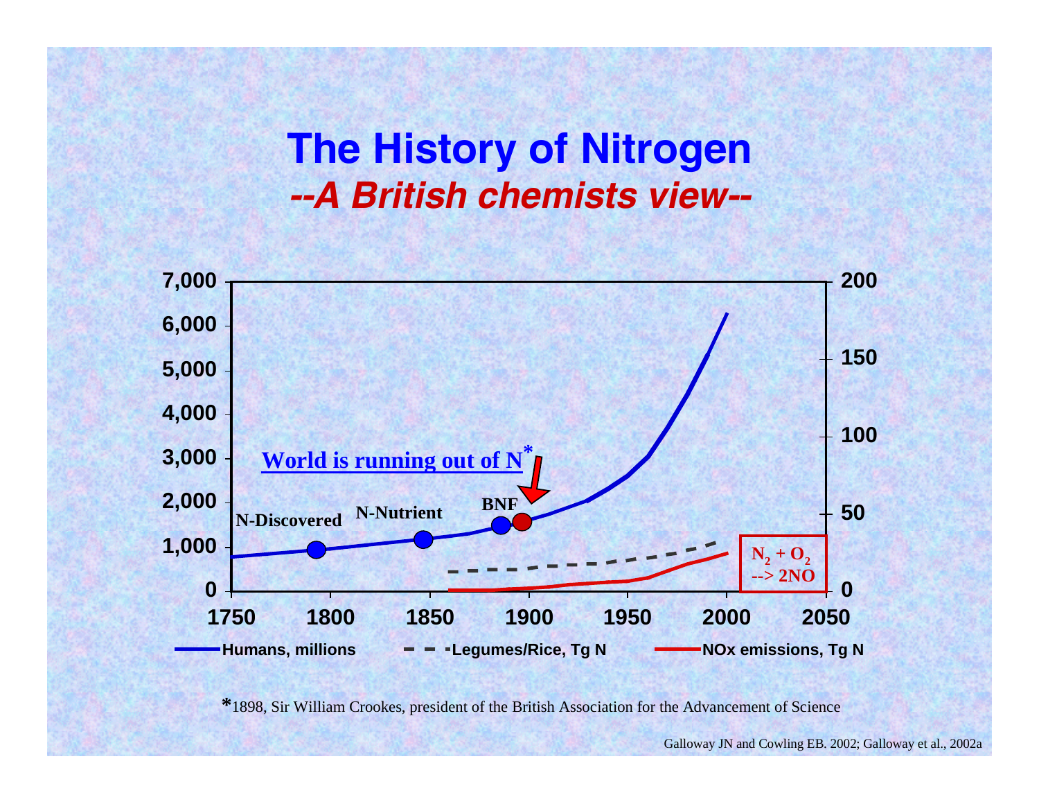# The History of Nitrogen

## *--A British chemists view--*

7,000
6,000
5,000
4,000
3,000
2,000
1,000
0

200
150
100
50
0

1750 1800 1850 1900 1950 2000 2050

World is running out of N*

N-Discovered

N-Nutrient

BNF

$N_2 + O_2$ --> 2NO

Humans, millions — Legumes/Rice, Tg N — NOx emissions, Tg N

*1898, Sir William Crookes, president of the British Association for the Advancement of Science

Galloway JN and Cowling EB. 2002; Galloway et al., 2002a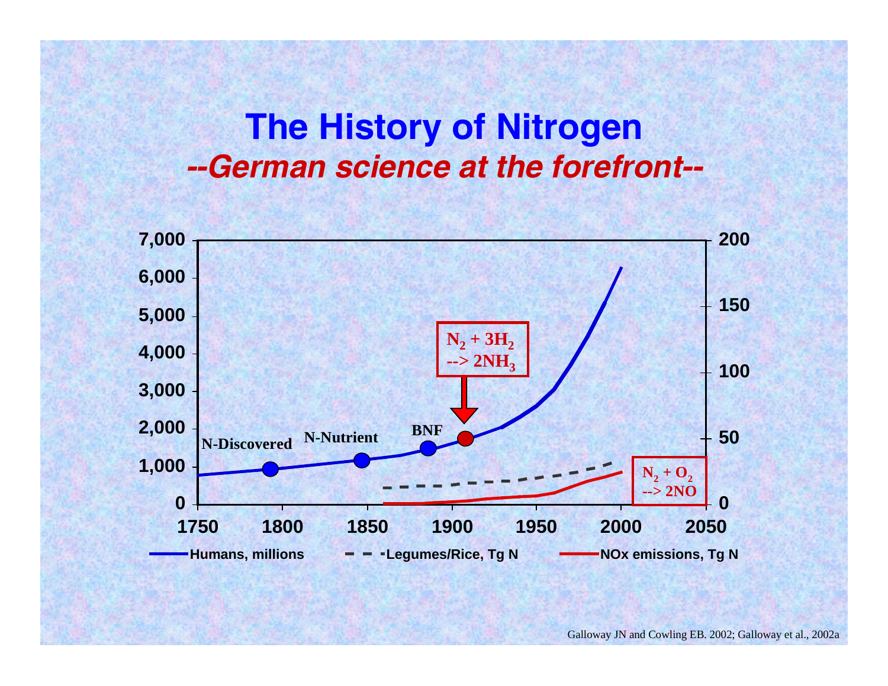# The History of Nitrogen

## *--German science at the forefront--*

7,000
6,000
5,000
4,000
3,000
2,000
1,000
0

200
150
100
50
0

1750 1800 1850 1900 1950 2000 2050

N-Discovered

N-Nutrient

BNF

$N_2 + 3H_2$ --> $2NH_3$

$N_2 + O_2$ --> $2NO$

Humans, millions — Legumes/Rice, Tg N — NOx emissions, Tg N

Galloway JN and Cowling EB. 2002; Galloway et al., 2002a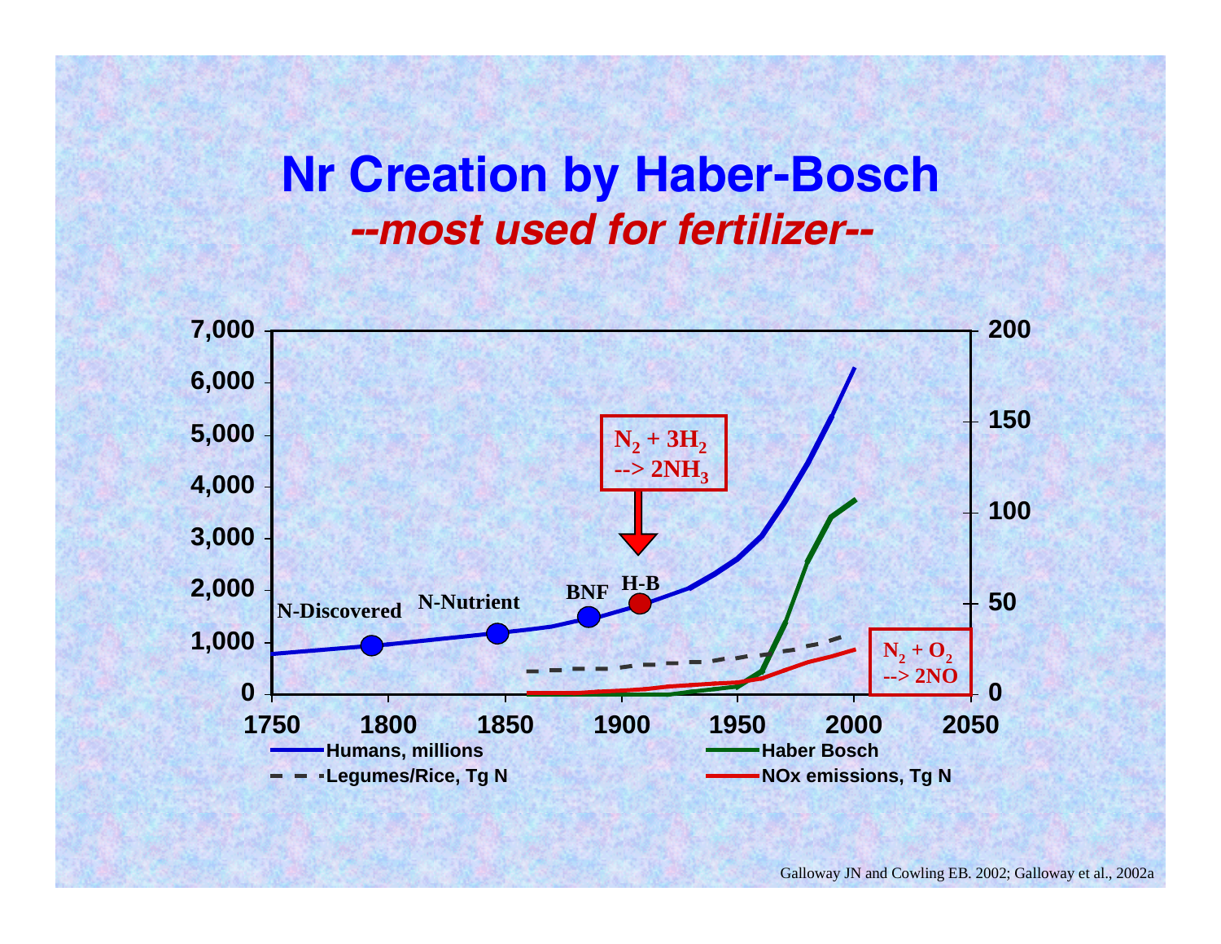# Nr Creation by Haber-Bosch

## *--most used for fertilizer--*

$N_2 + 3H_2 \rightarrow 2NH_3$

$N_2 + O_2 \rightarrow 2NO$

N-Discovered, N-Nutrient, BNF, H-B

Humans, millions — Haber Bosch — Legumes/Rice, Tg N — NOx emissions, Tg N

Galloway JN and Cowling EB. 2002; Galloway et al., 2002a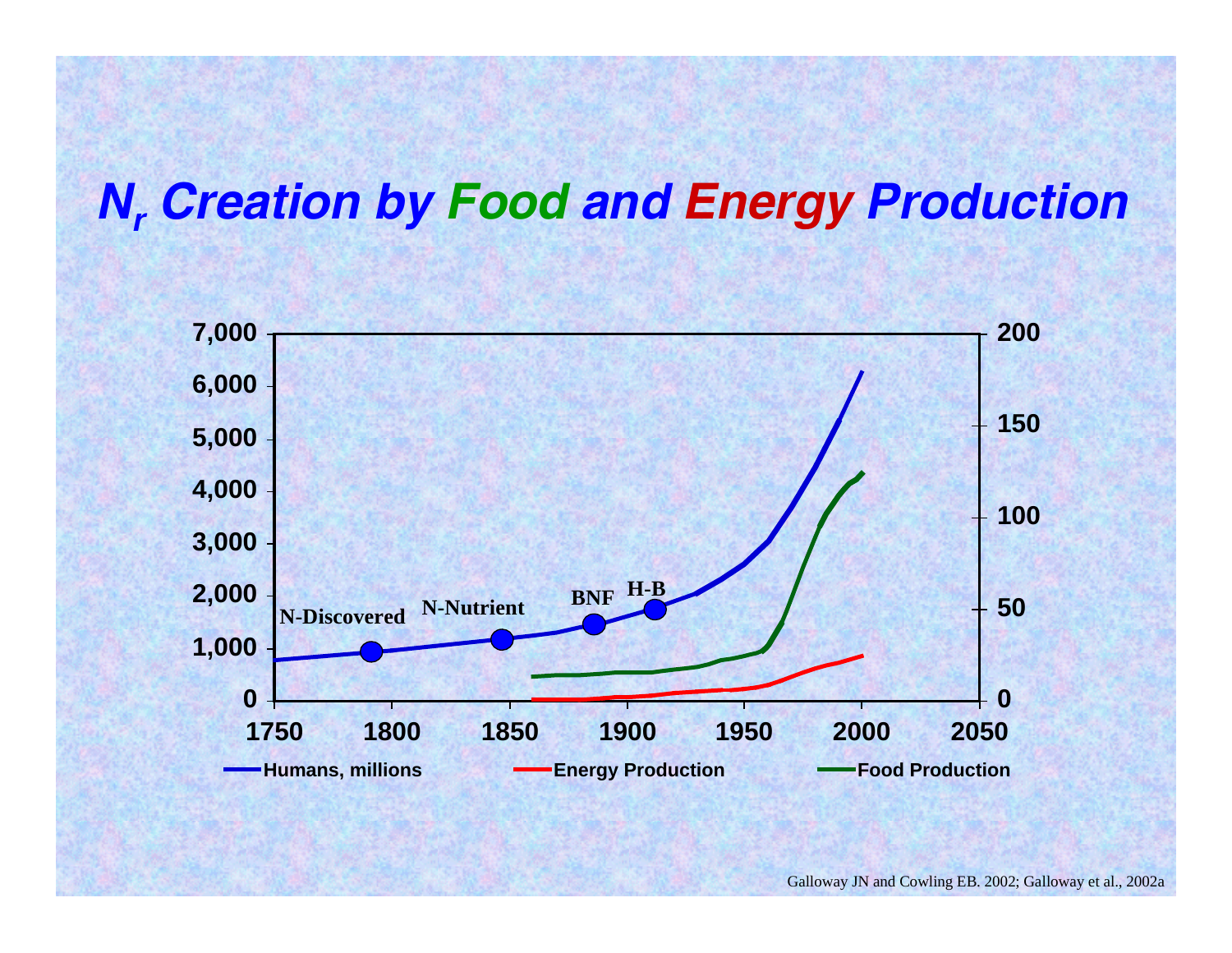# $N_r$ *Creation by Food and Energy Production*

Galloway JN and Cowling EB. 2002; Galloway et al., 2002a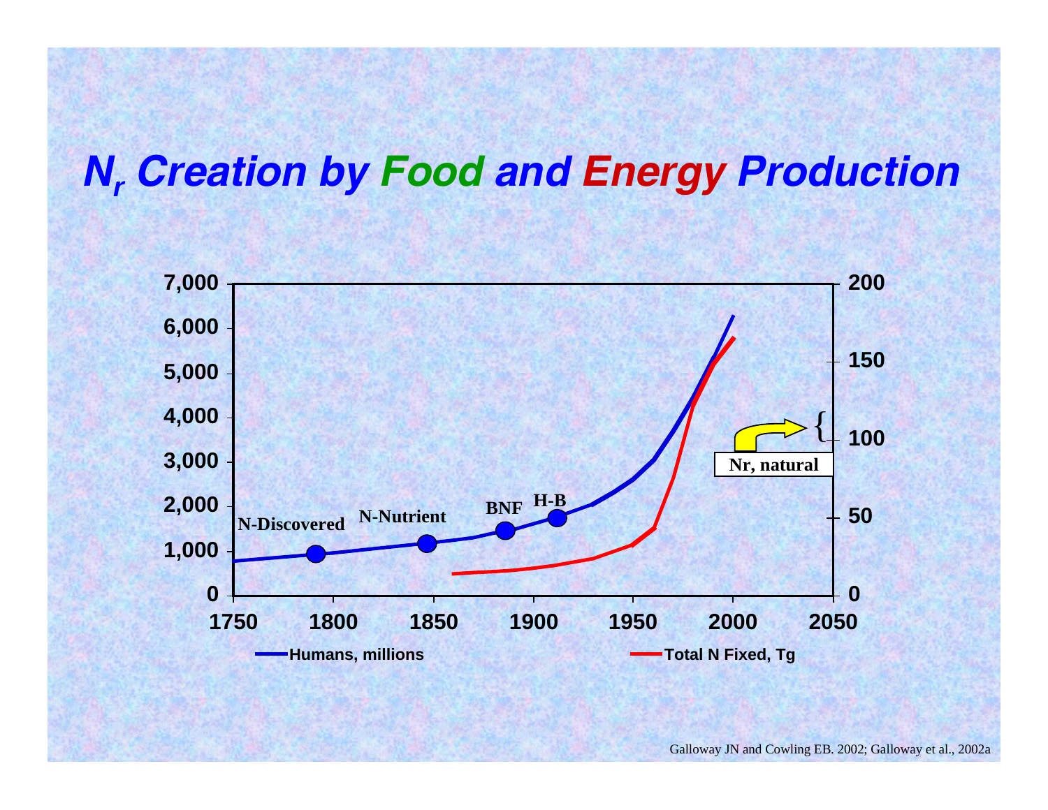# $N_r$ Creation by Food and Energy Production

7,000
6,000
5,000
4,000
3,000
2,000
1,000
0

200
150
100
50
0

1750 1800 1850 1900 1950 2000 2050

N-Discovered
N-Nutrient
BNF
H-B
Nr, natural

Humans, millions
Total N Fixed, Tg

Galloway JN and Cowling EB. 2002; Galloway et al., 2002a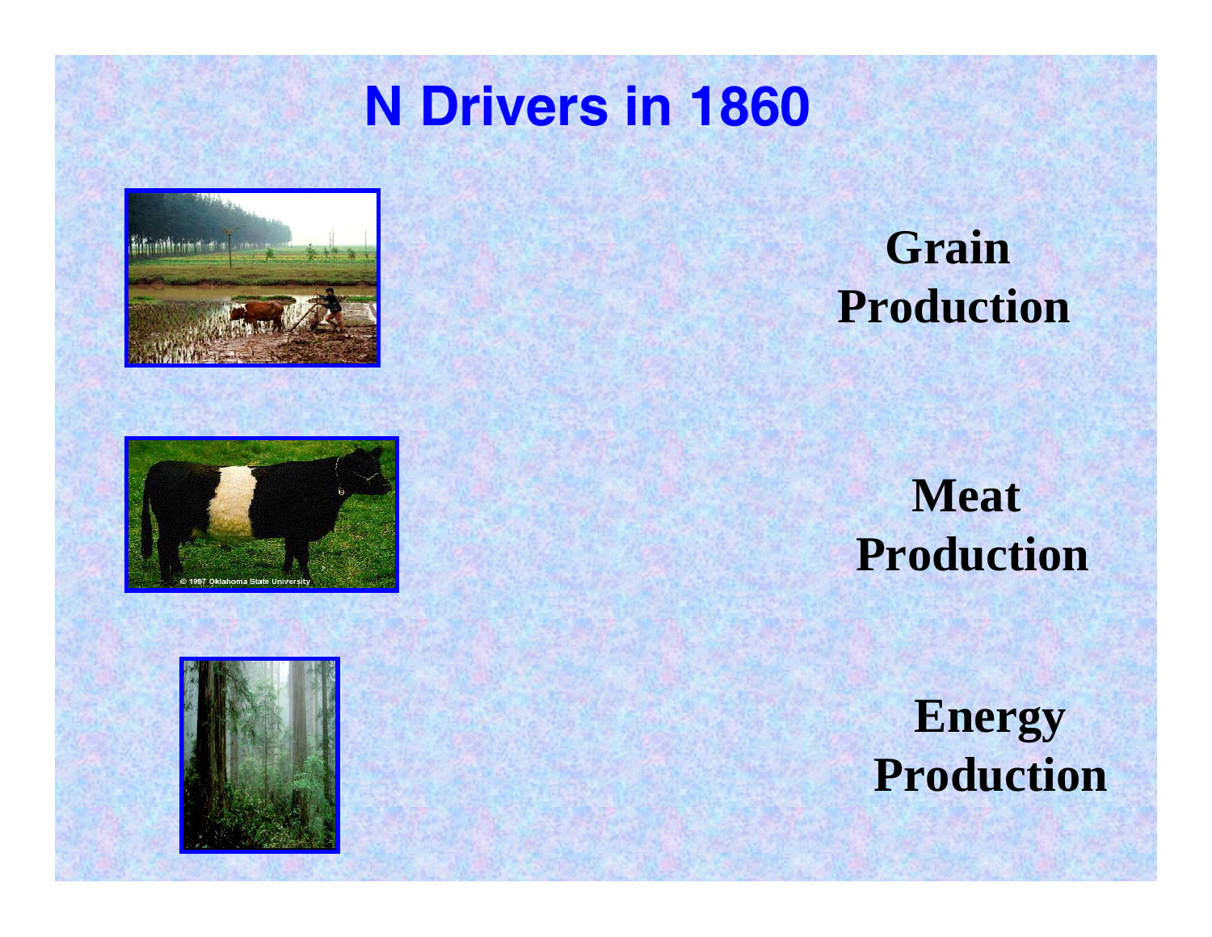# N Drivers in 1860

**Grain Production**

**Meat Production**

**Energy Production**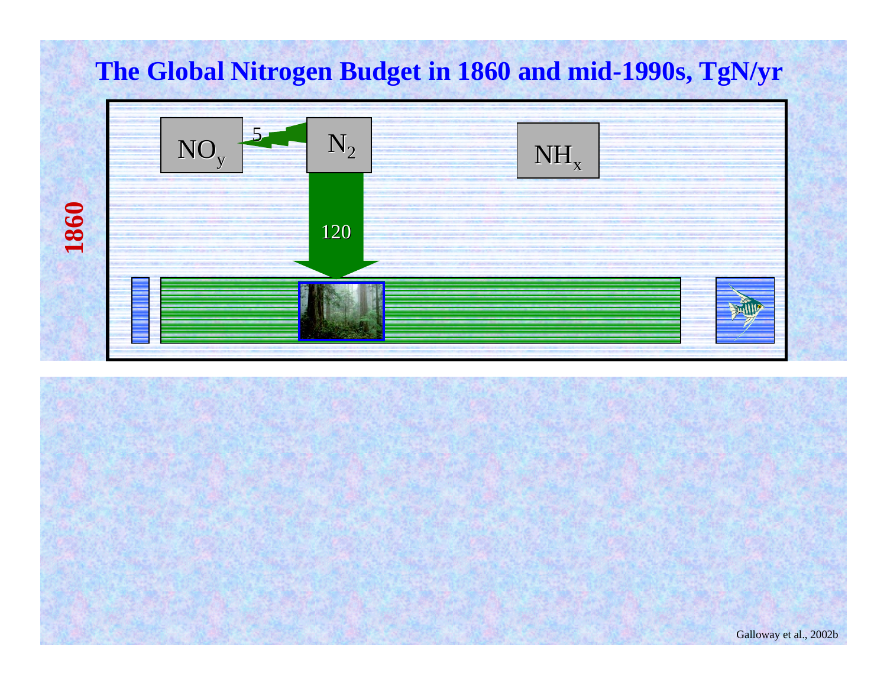# The Global Nitrogen Budget in 1860 and mid-1990s, TgN/yr

**1860**

$NO_y$

5

$N_2$

$NH_x$

120

Galloway et al., 2002b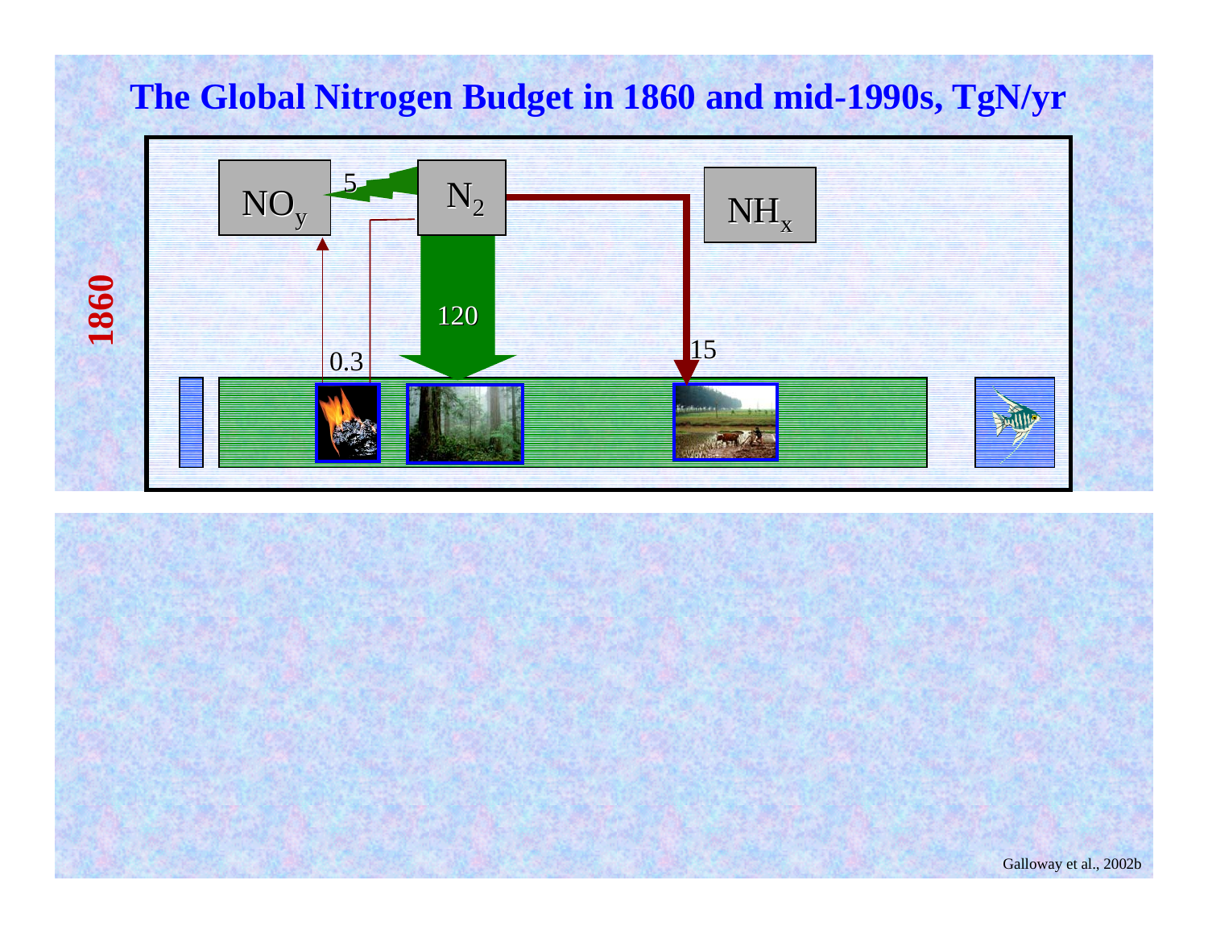# The Global Nitrogen Budget in 1860 and mid-1990s, TgN/yr

**1860**

$NO_y$

5

$N_2$

$NH_x$

120

0.3

15

Galloway et al., 2002b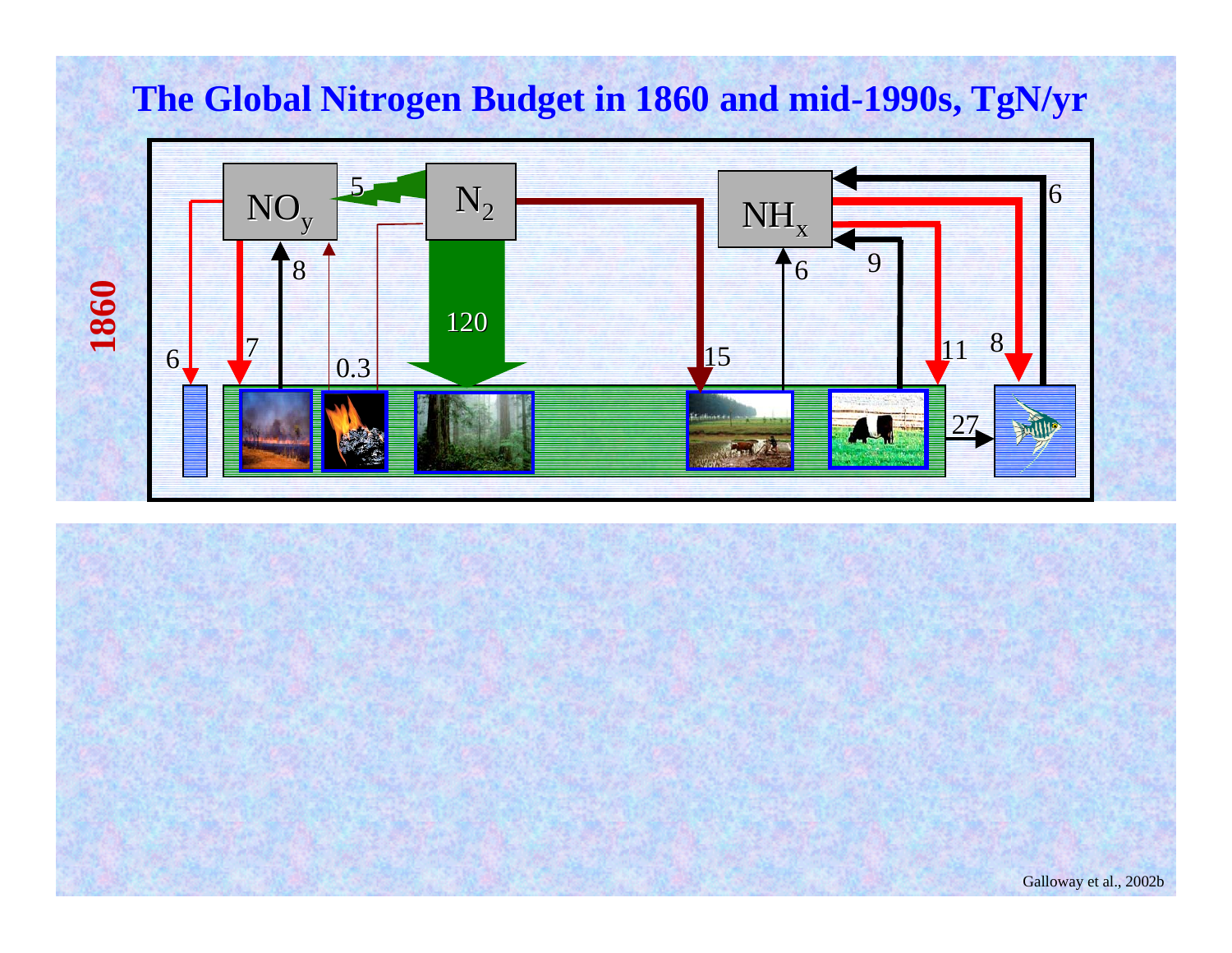# The Global Nitrogen Budget in 1860 and mid-1990s, TgN/yr

**1860**

$NO_y$ — 5 — $N_2$ — $NH_x$

8, 7, 6, 0.3, 120, 15, 6, 9, 11, 8, 6, 27

Galloway et al., 2002b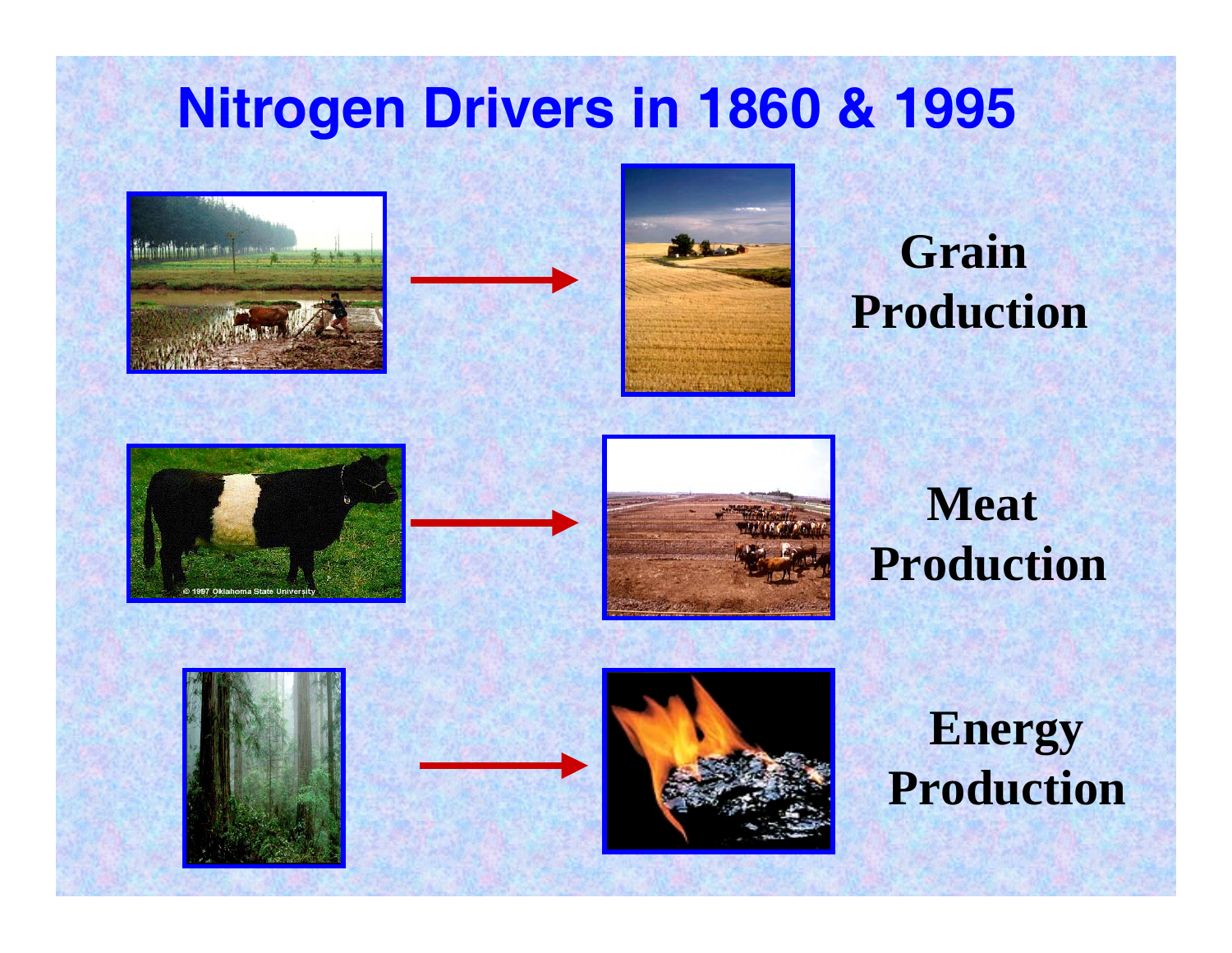# Nitrogen Drivers in 1860 & 1995

**Grain Production**

**Meat Production**

**Energy Production**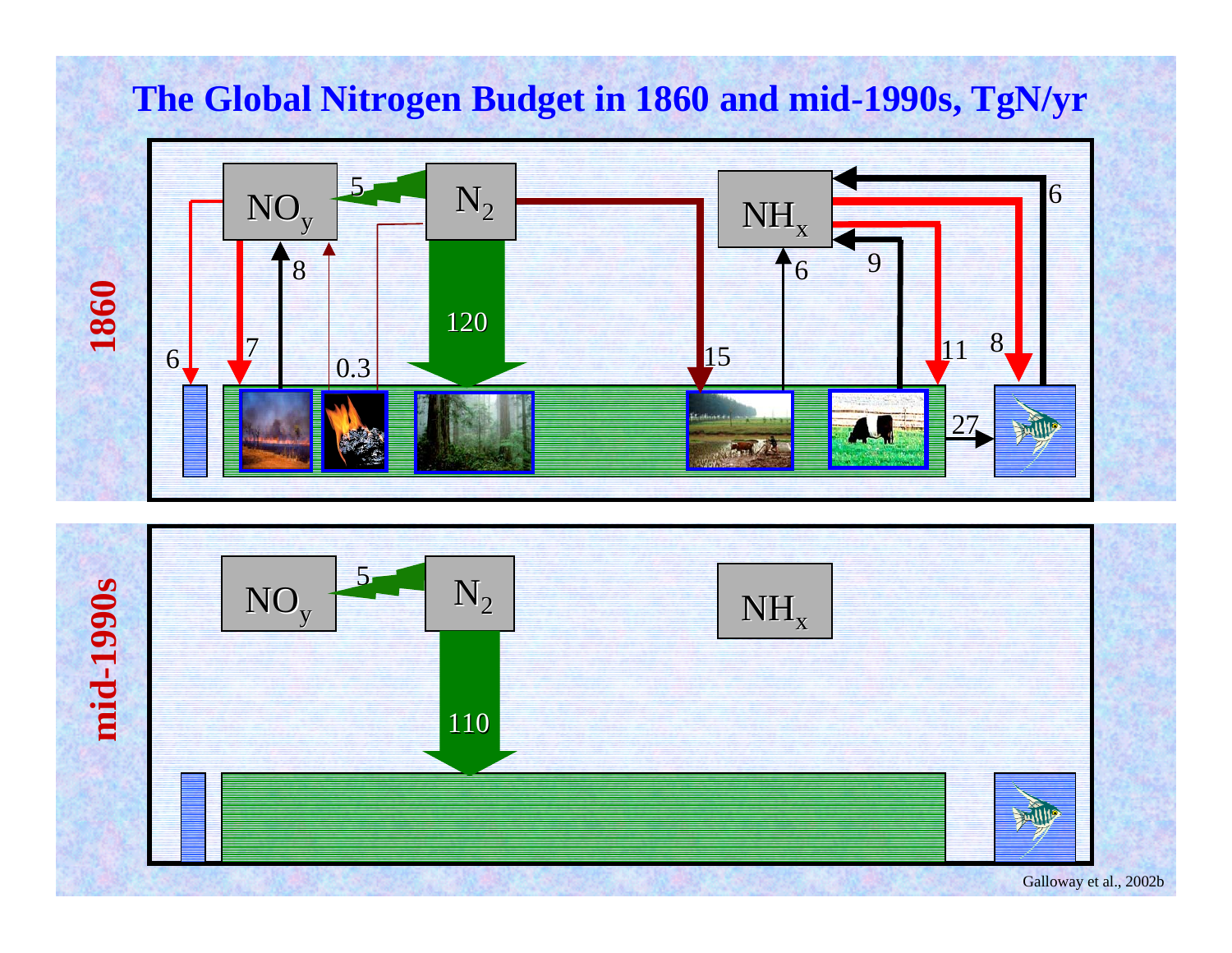# The Global Nitrogen Budget in 1860 and mid-1990s, TgN/yr

**1860**

$NO_y$ — 5 — $N_2$ — $NH_x$

6, 7, 8, 0.3, 120, 15, 6, 9, 11, 8, 6, 27

**mid-1990s**

$NO_y$ — 5 — $N_2$ — $NH_x$

110

Galloway et al., 2002b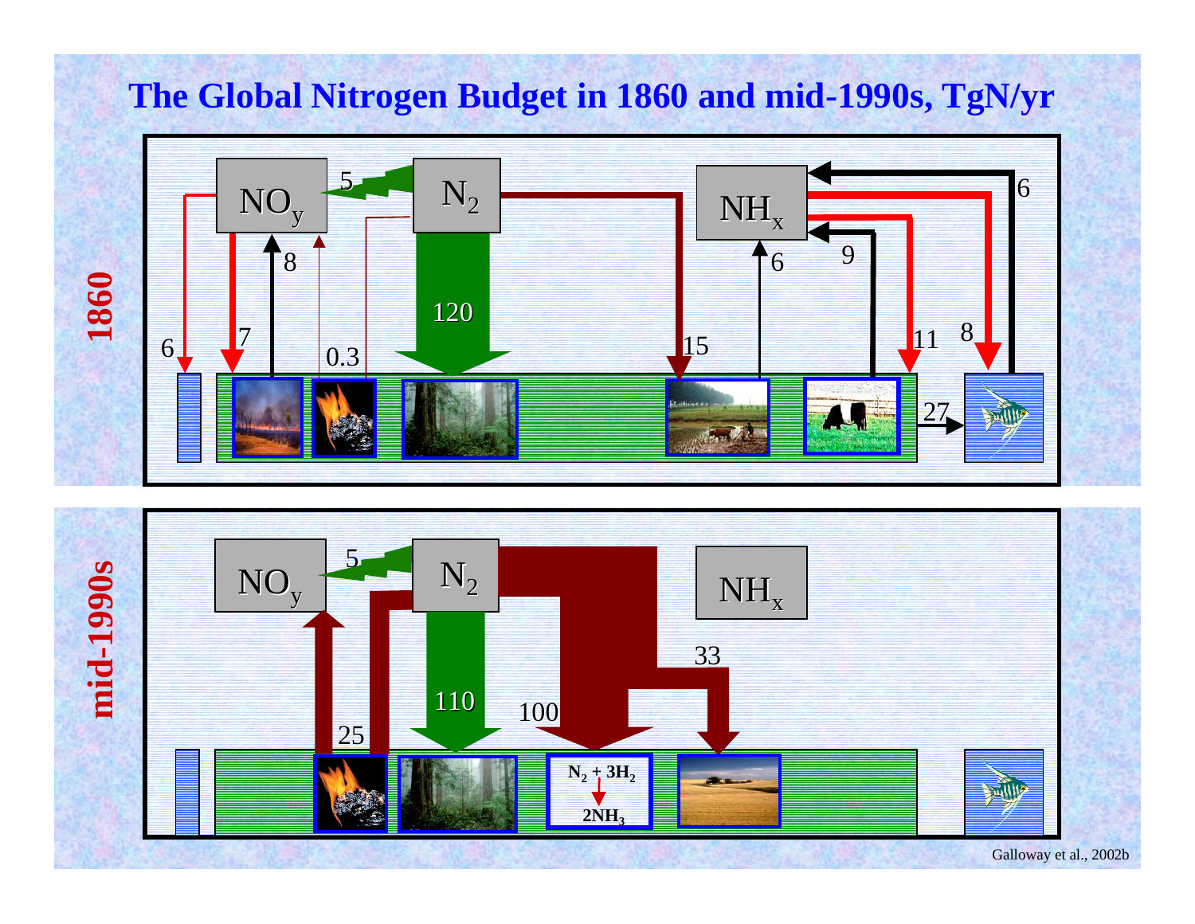# The Global Nitrogen Budget in 1860 and mid-1990s, TgN/yr

**1860**

$NO_y$ — 5 — $N_2$ — $NH_x$

6, 7, 8, 0.3, 120, 15, 6, 9, 11, 8, 6, 27

**mid-1990s**

$NO_y$ — 5 — $N_2$ — $NH_x$

25, 110, 100, 33

$N_2 + 3H_2$ → $2NH_3$

Galloway et al., 2002b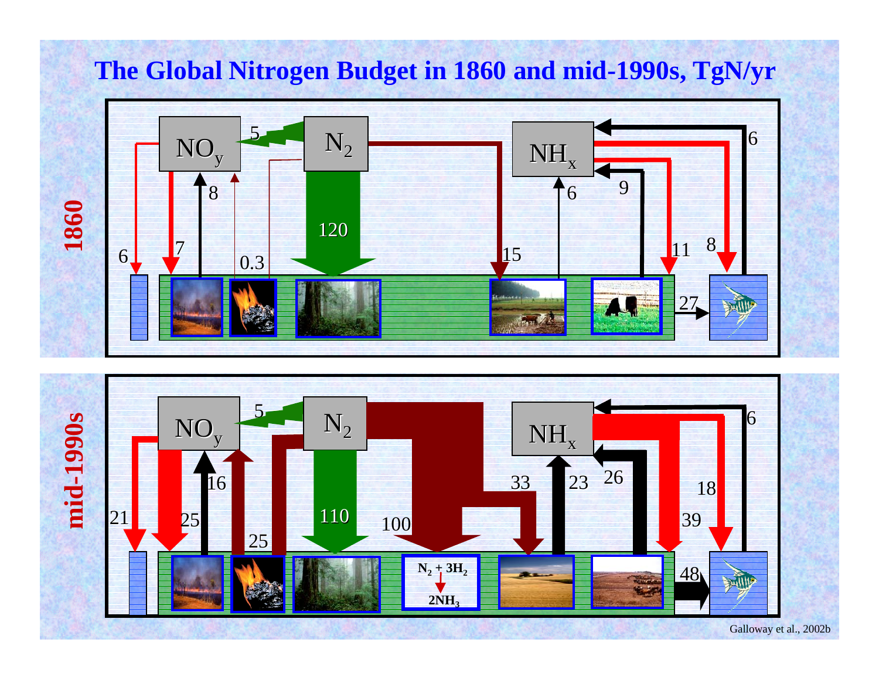# The Global Nitrogen Budget in 1860 and mid-1990s, TgN/yr

**1860**

$NO_y$ | $N_2$ | $NH_x$

5 | 8 | 6 | 7 | 0.3 | 120 | 15 | 6 | 9 | 11 | 8 | 6 | 27

**mid-1990s**

$NO_y$ | $N_2$ | $NH_x$

5 | 21 | 25 | 16 | 25 | 110 | 100 | 33 | 23 | 26 | 18 | 39 | 6 | 48

$N_2 + 3H_2 \rightarrow 2NH_3$

Galloway et al., 2002b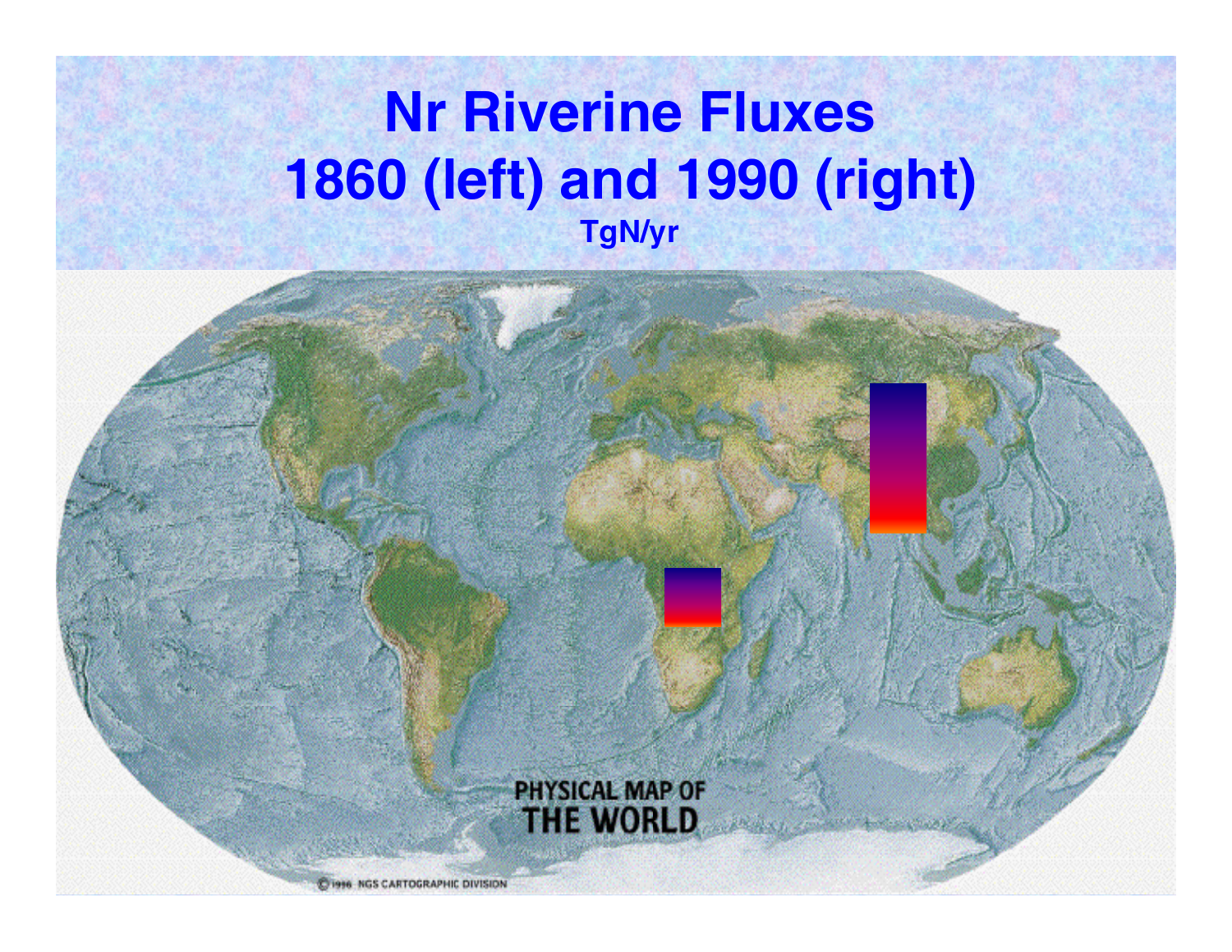# Nr Riverine Fluxes
# 1860 (left) and 1990 (right)

TgN/yr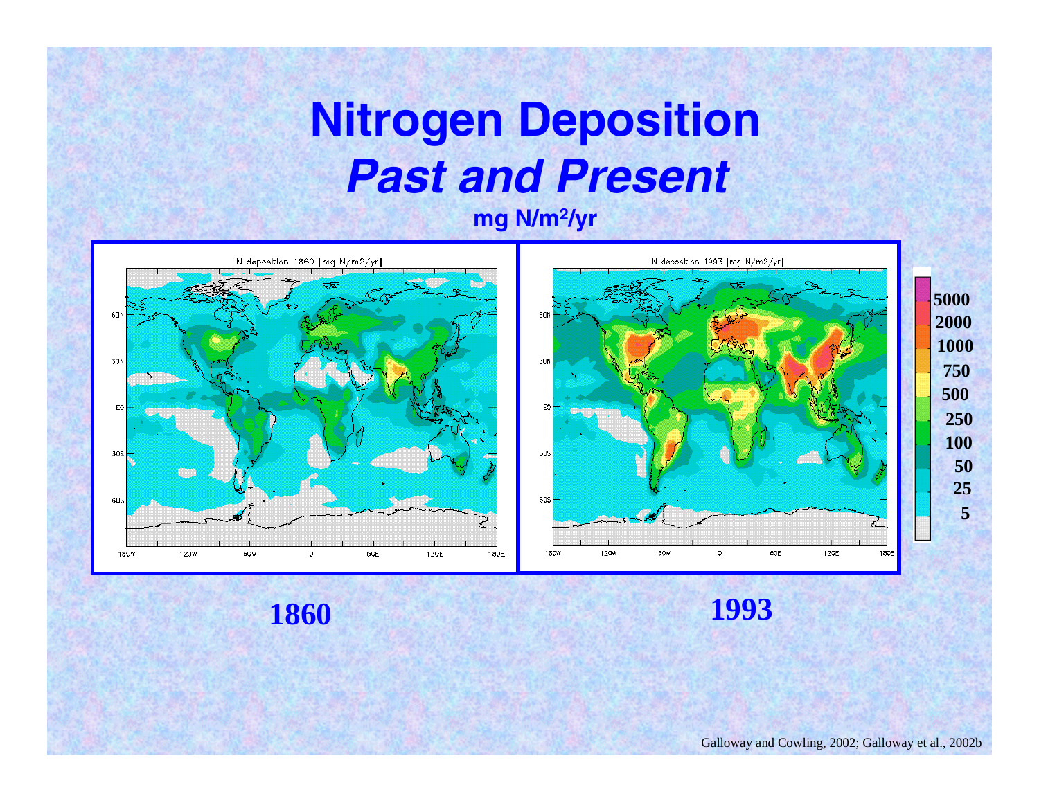# Nitrogen Deposition
## *Past and Present*

**mg N/m²/yr**

N deposition 1860 [mg N/m2/yr]

N deposition 1993 [mg N/m2/yr]

5000
2000
1000
750
500
250
100
50
25
5

**1860**

**1993**

Galloway and Cowling, 2002; Galloway et al., 2002b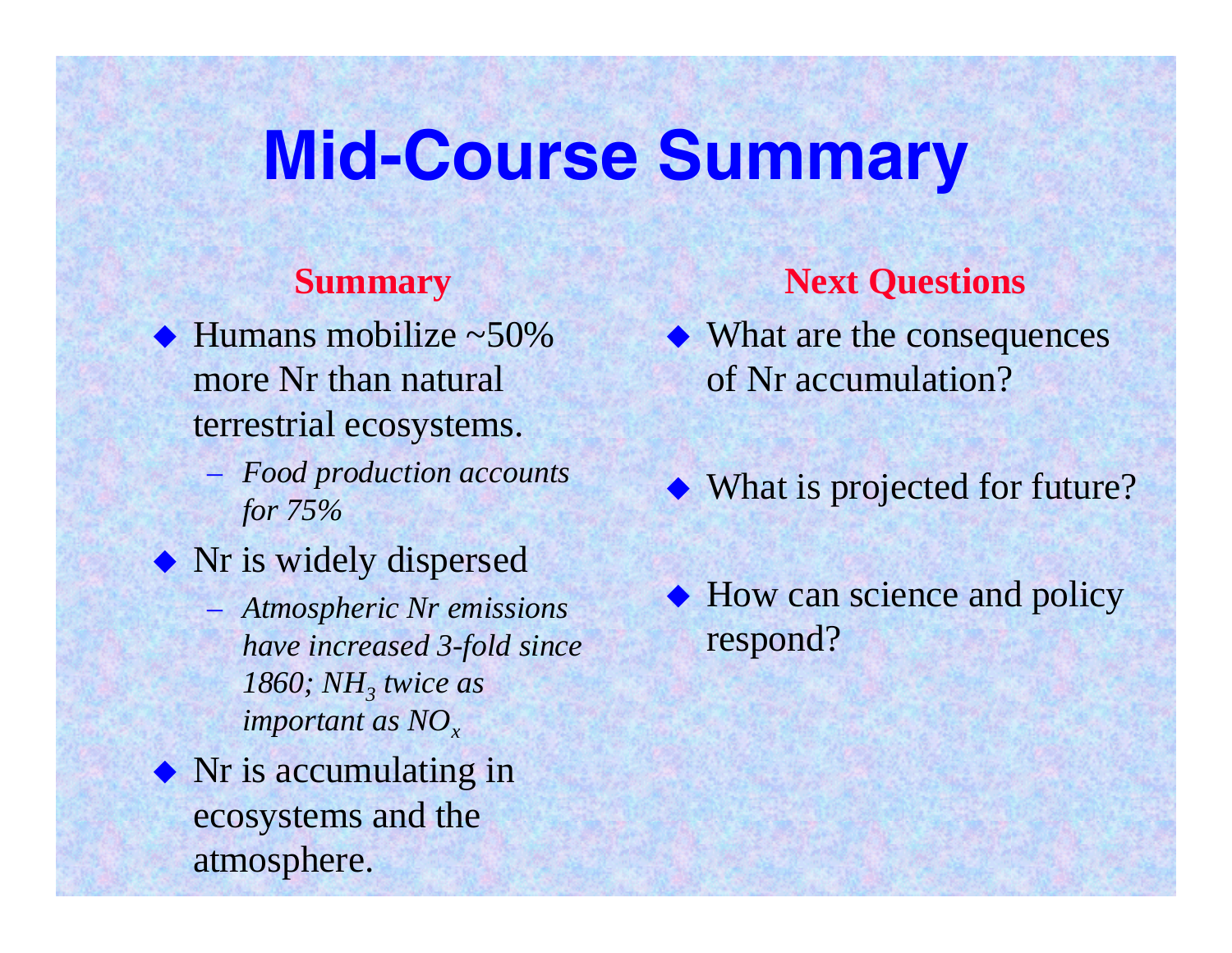# Mid-Course Summary

## Summary

- Humans mobilize ~50% more Nr than natural terrestrial ecosystems.
  - *Food production accounts for 75%*
- Nr is widely dispersed
  - *Atmospheric Nr emissions have increased 3-fold since 1860; $NH_3$ twice as important as $NO_x$*
- Nr is accumulating in ecosystems and the atmosphere.

## Next Questions

- What are the consequences of Nr accumulation?
- What is projected for future?
- How can science and policy respond?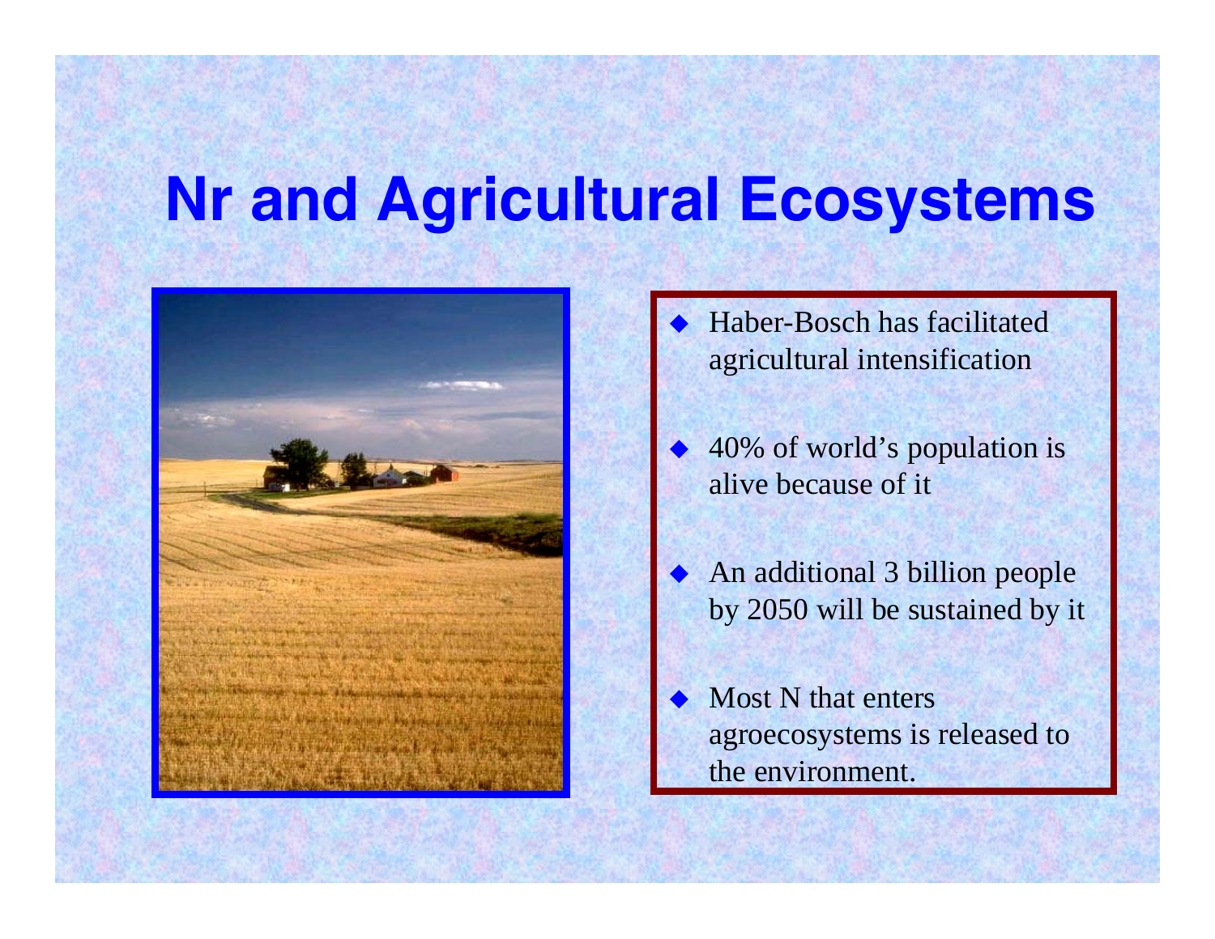# Nr and Agricultural Ecosystems

- Haber-Bosch has facilitated agricultural intensification
- 40% of world's population is alive because of it
- An additional 3 billion people by 2050 will be sustained by it
- Most N that enters agroecosystems is released to the environment.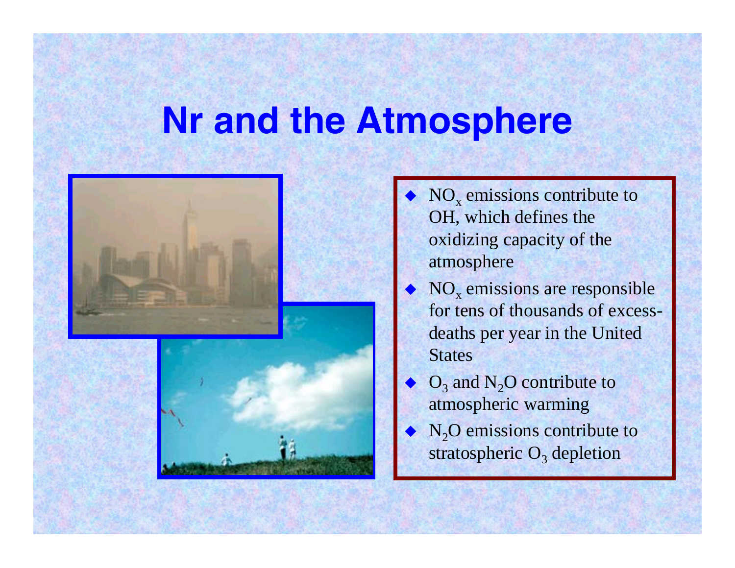# Nr and the Atmosphere

- $NO_x$ emissions contribute to OH, which defines the oxidizing capacity of the atmosphere
- $NO_x$ emissions are responsible for tens of thousands of excess-deaths per year in the United States
- $O_3$ and $N_2O$ contribute to atmospheric warming
- $N_2O$ emissions contribute to stratospheric $O_3$ depletion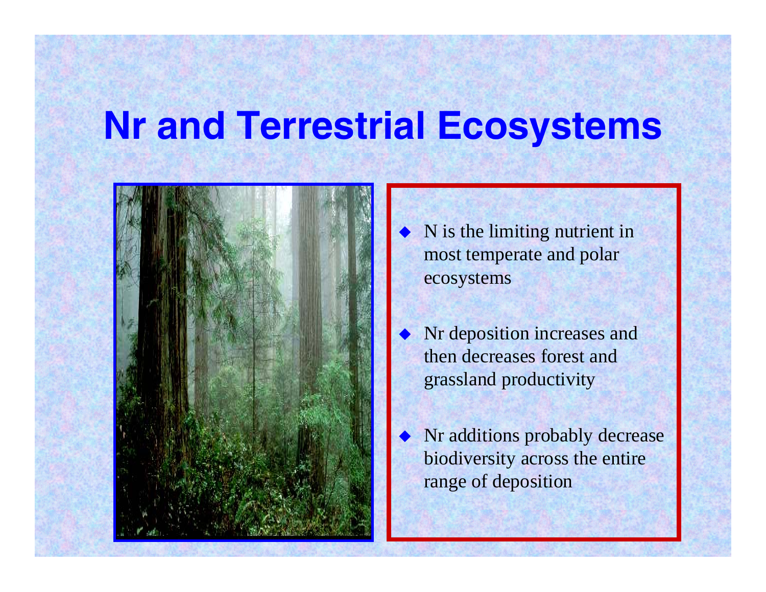# Nr and Terrestrial Ecosystems

- N is the limiting nutrient in most temperate and polar ecosystems
- Nr deposition increases and then decreases forest and grassland productivity
- Nr additions probably decrease biodiversity across the entire range of deposition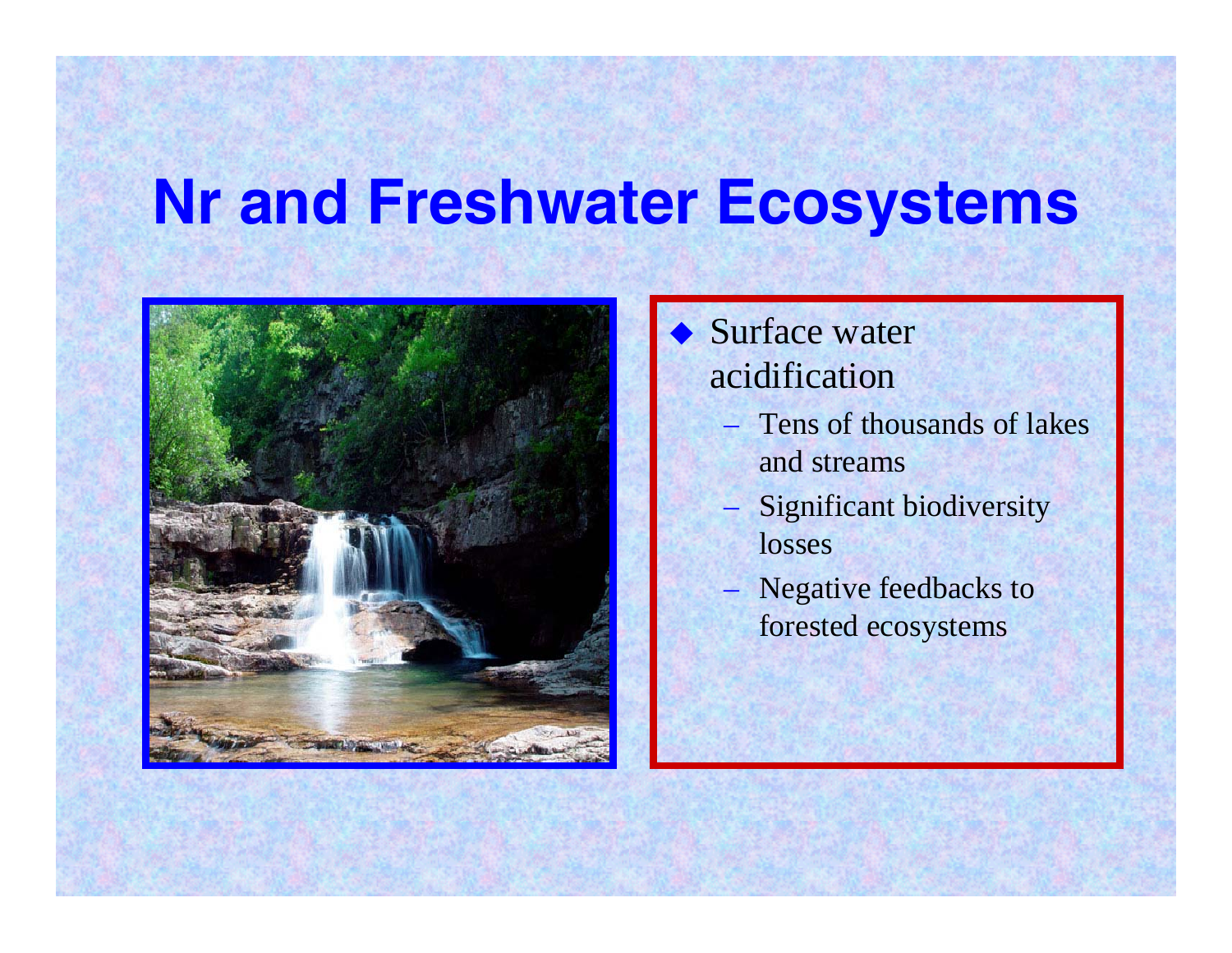# Nr and Freshwater Ecosystems

- Surface water acidification
  - Tens of thousands of lakes and streams
  - Significant biodiversity losses
  - Negative feedbacks to forested ecosystems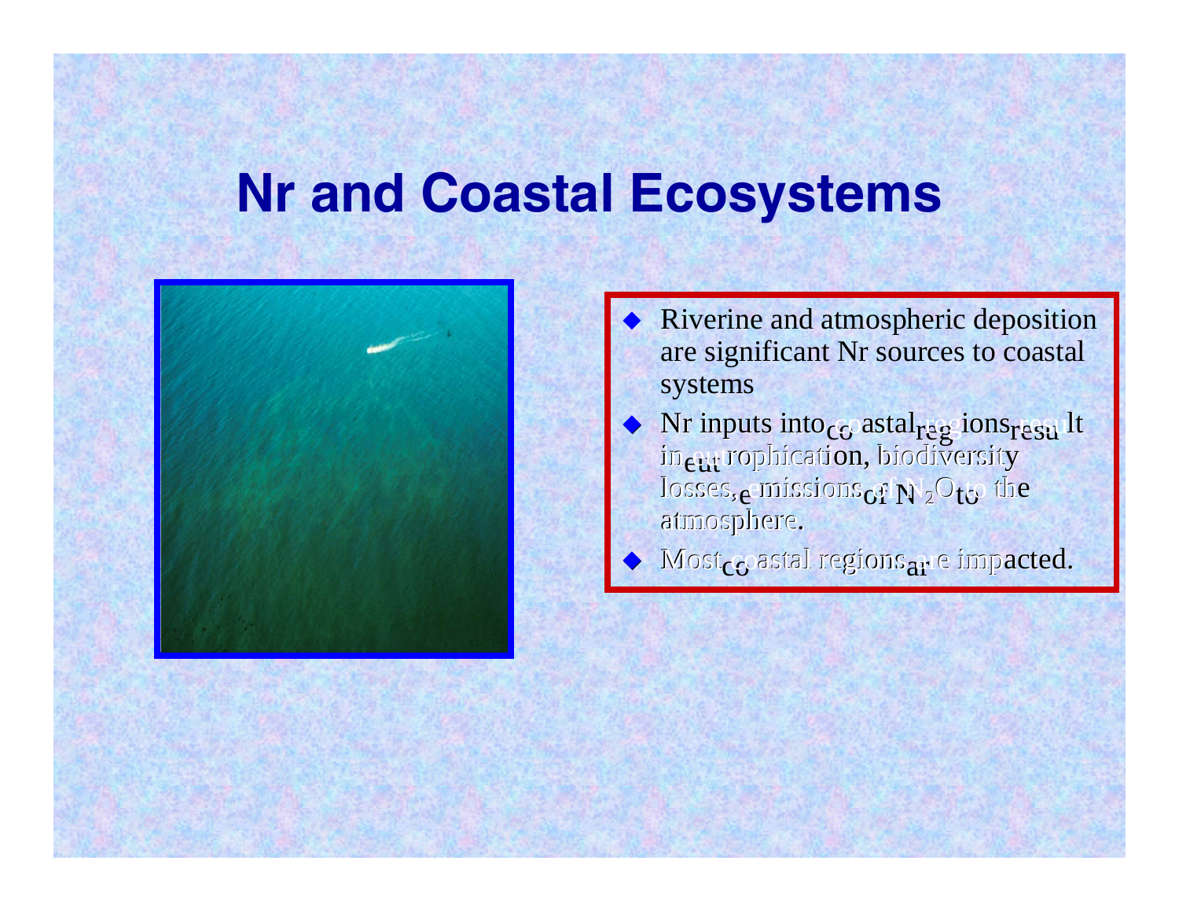# Nr and Coastal Ecosystems

- Riverine and atmospheric deposition are significant Nr sources to coastal systems
- Nr inputs into coastal regions result in eutrophication, biodiversity losses, emissions of $N_2O$ to the atmosphere.
- Most coastal regions are impacted.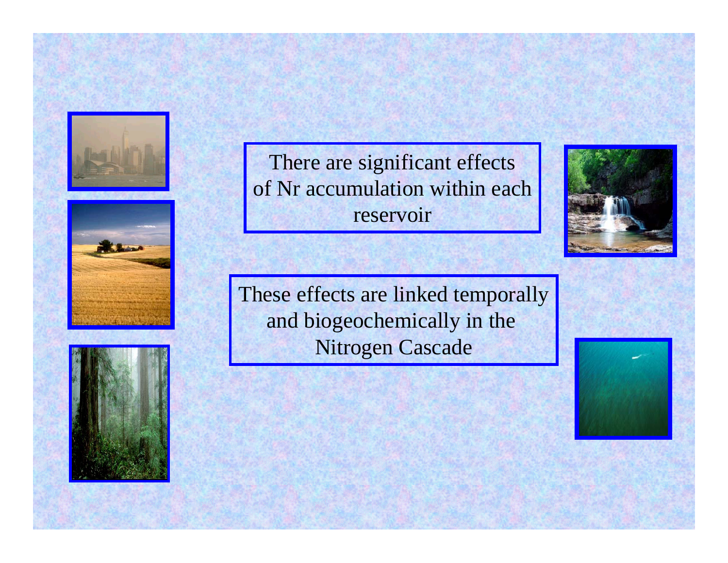There are significant effects of Nr accumulation within each reservoir

These effects are linked temporally and biogeochemically in the Nitrogen Cascade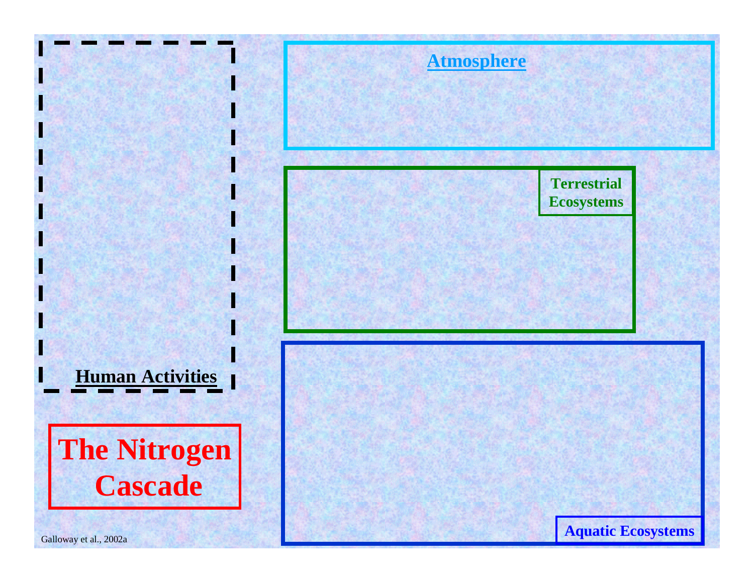# The Nitrogen Cascade

**Human Activities**

**Atmosphere**

**Terrestrial Ecosystems**

**Aquatic Ecosystems**

Galloway et al., 2002a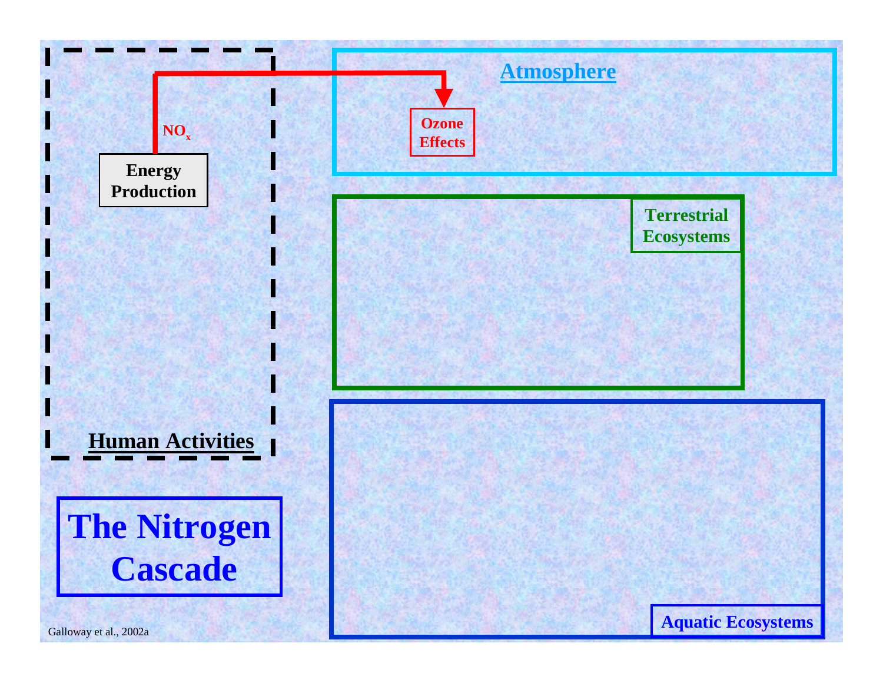# The Nitrogen Cascade

**Human Activities**

**Energy Production**

$NO_x$

**Atmosphere**

**Ozone Effects**

**Terrestrial Ecosystems**

**Aquatic Ecosystems**

Galloway et al., 2002a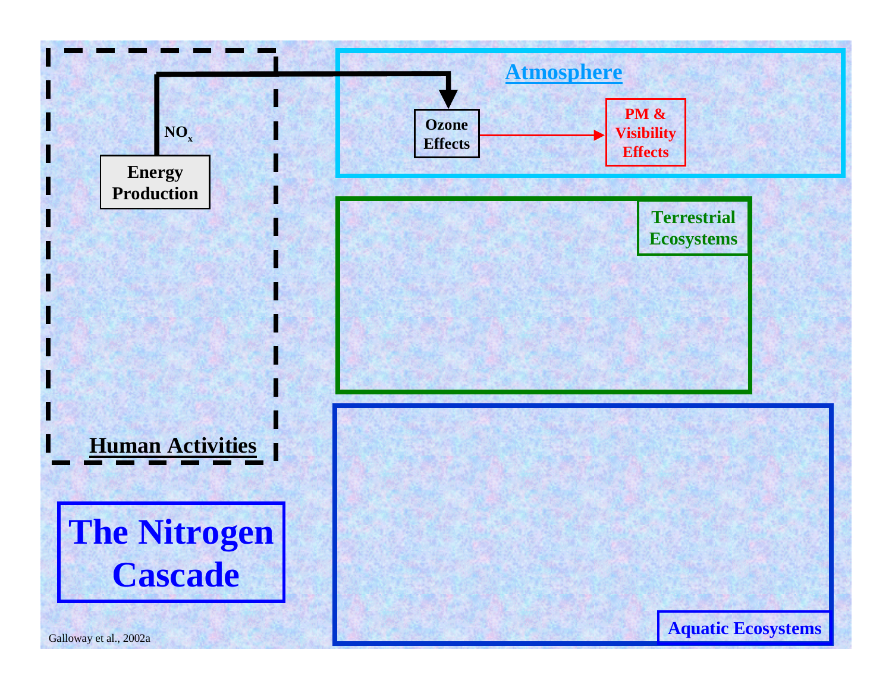# The Nitrogen Cascade

**Human Activities**

**Energy Production**

$NO_x$

**Atmosphere**

**Ozone Effects**

**PM & Visibility Effects**

**Terrestrial Ecosystems**

**Aquatic Ecosystems**

Galloway et al., 2002a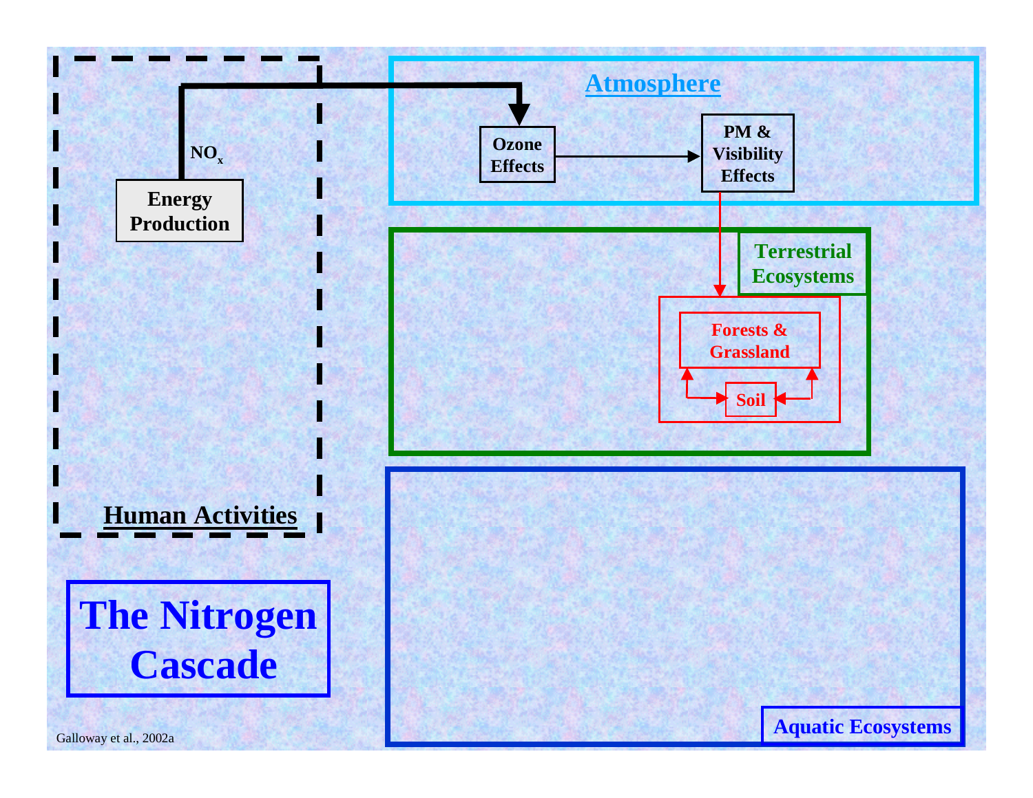# The Nitrogen Cascade

**Human Activities**

**Energy Production**

$NO_x$

**Atmosphere**

**Ozone Effects**

**PM & Visibility Effects**

**Terrestrial Ecosystems**

**Forests & Grassland**

**Soil**

**Aquatic Ecosystems**

Galloway et al., 2002a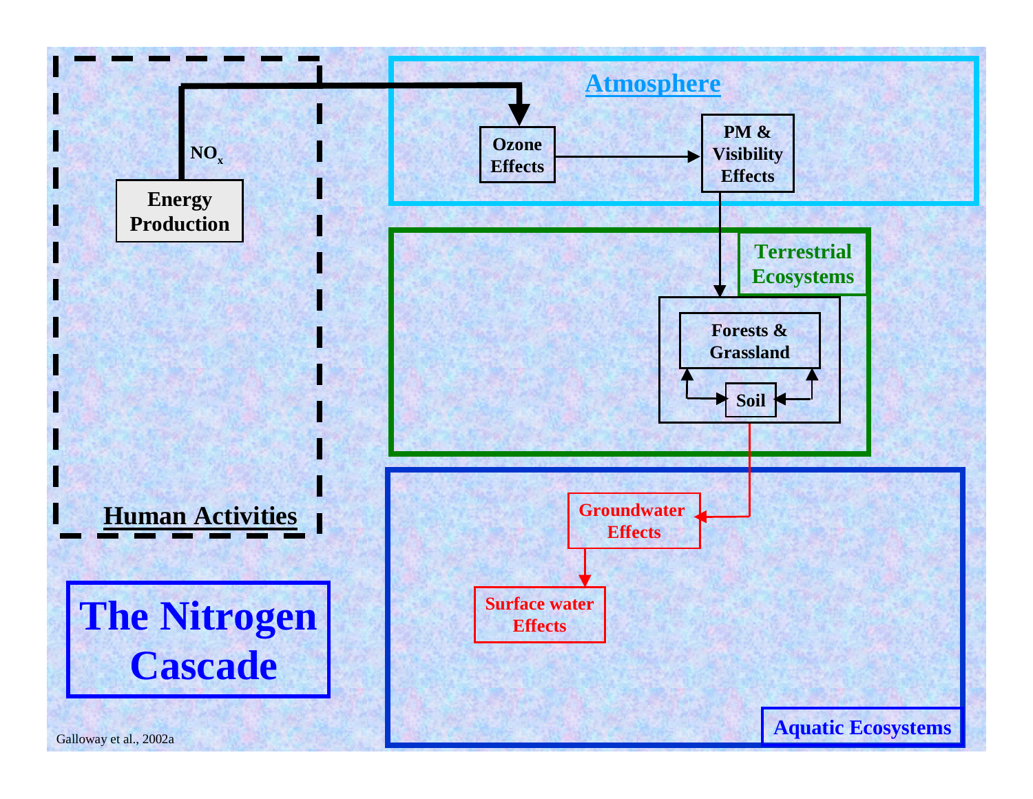# The Nitrogen Cascade

**Human Activities**

**Energy Production**

$NO_x$

**Atmosphere**

**Ozone Effects**

**PM & Visibility Effects**

**Terrestrial Ecosystems**

**Forests & Grassland**

**Soil**

**Aquatic Ecosystems**

**Groundwater Effects**

**Surface water Effects**

Galloway et al., 2002a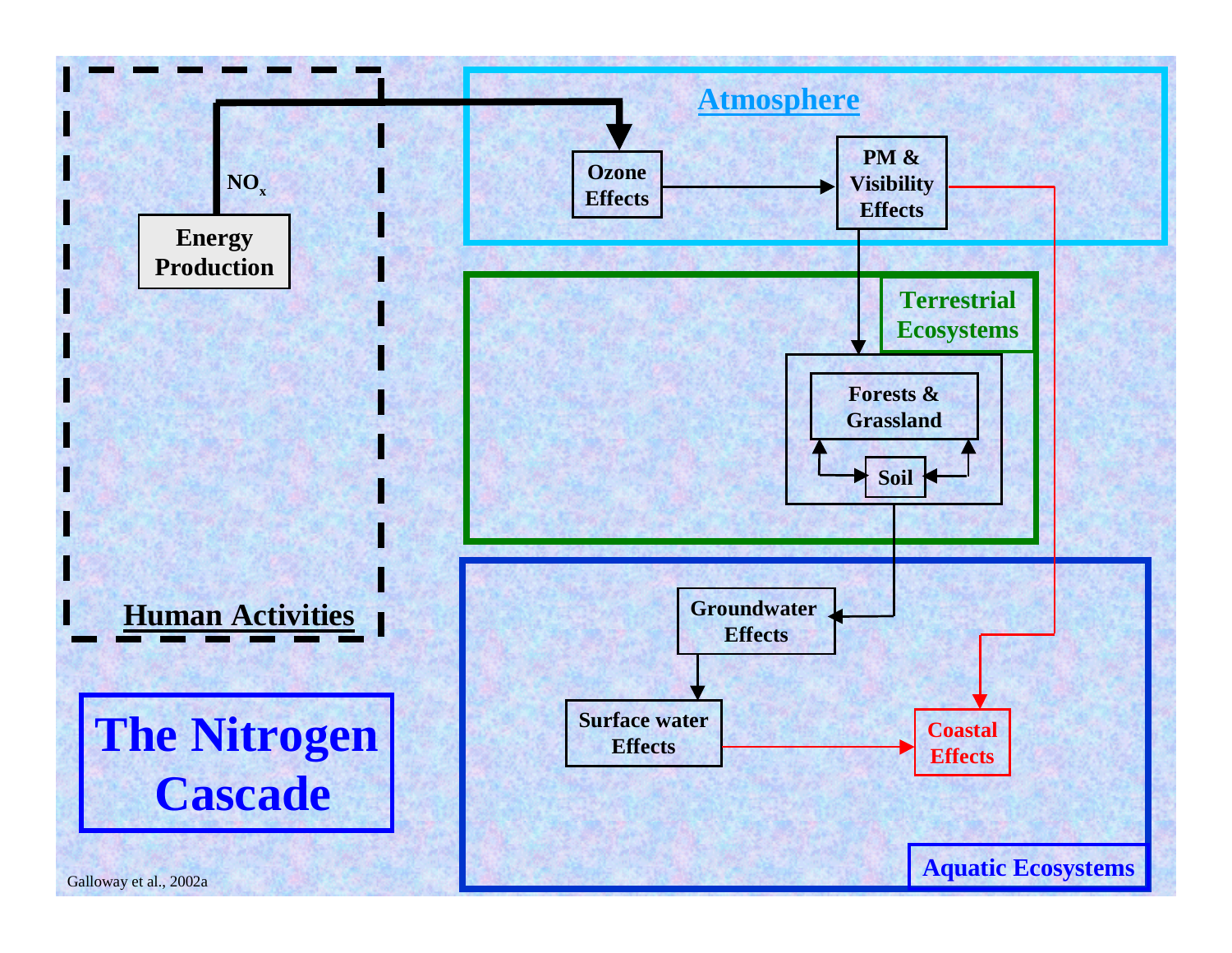# The Nitrogen Cascade

**Human Activities**

Energy Production

$NO_x$

**Atmosphere**

Ozone Effects

PM & Visibility Effects

**Terrestrial Ecosystems**

Forests & Grassland

Soil

**Aquatic Ecosystems**

Groundwater Effects

Surface water Effects

Coastal Effects

Galloway et al., 2002a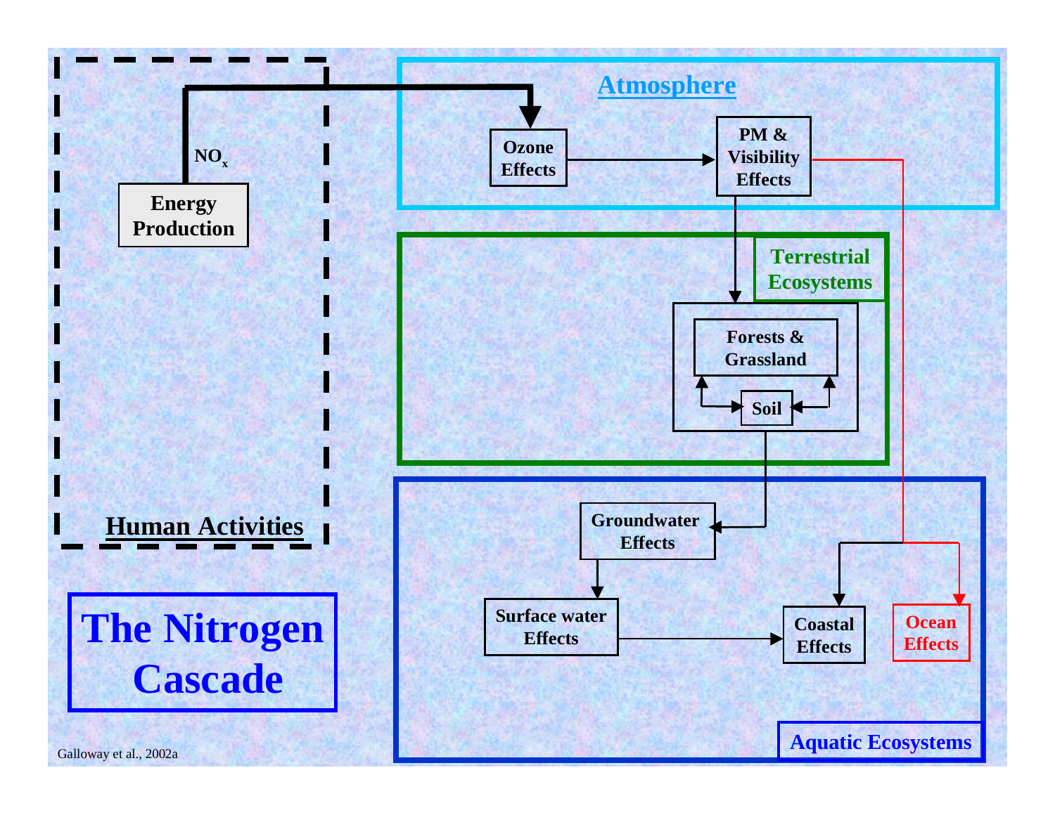# The Nitrogen Cascade

**Human Activities**

Energy Production

$NO_x$

**Atmosphere**

Ozone Effects

PM & Visibility Effects

**Terrestrial Ecosystems**

Forests & Grassland

Soil

**Aquatic Ecosystems**

Groundwater Effects

Surface water Effects

Coastal Effects

Ocean Effects

Galloway et al., 2002a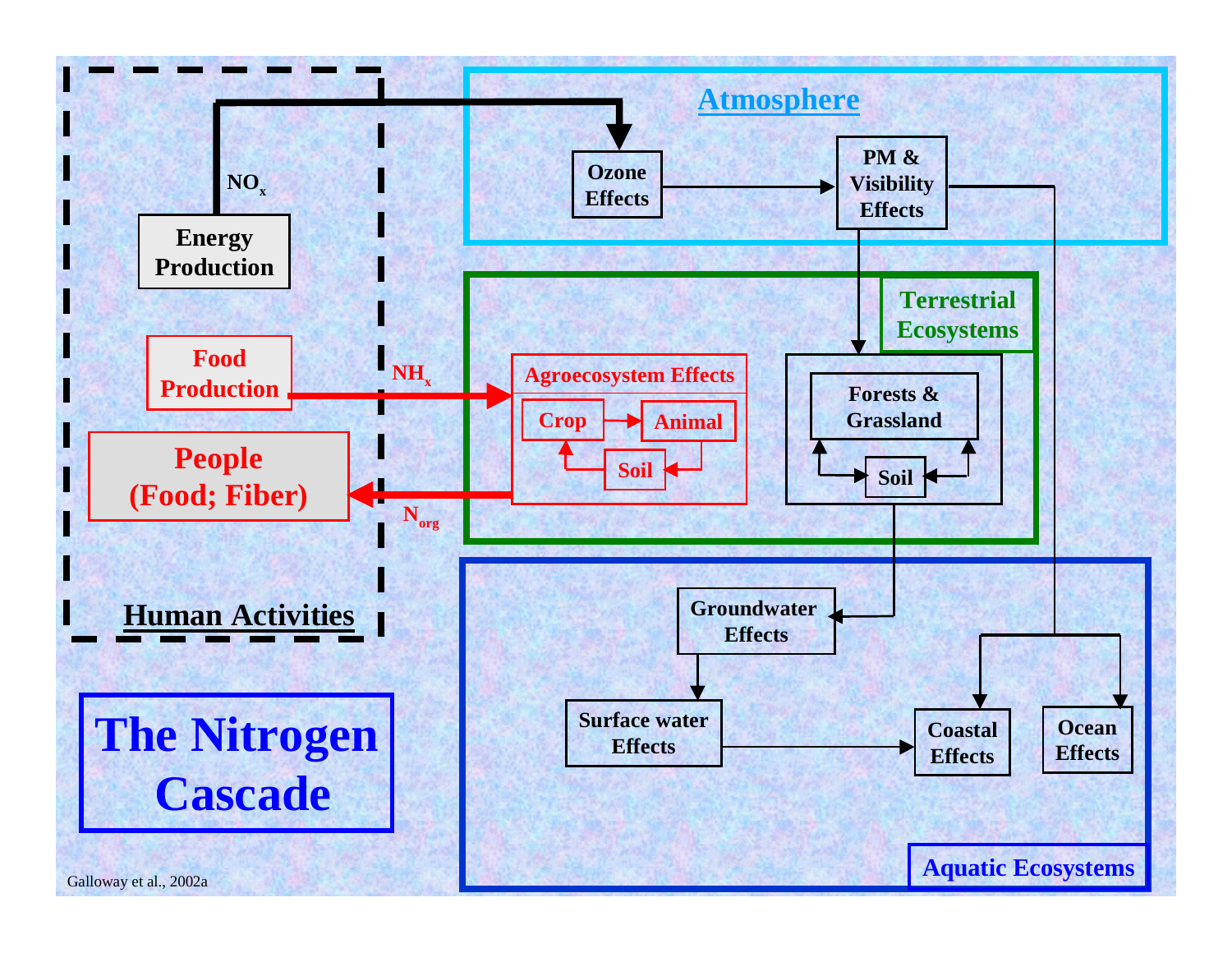# The Nitrogen Cascade

**Human Activities**

- Energy Production → $NO_x$ → Ozone Effects
- Food Production → $NH_x$ → Agroecosystem Effects
- Agroecosystem Effects → $N_{org}$ → People (Food; Fiber)

**Atmosphere**

- Ozone Effects → PM & Visibility Effects
- PM & Visibility Effects → Forests & Grassland
- PM & Visibility Effects → Coastal Effects; Ocean Effects

**Terrestrial Ecosystems**

- Agroecosystem Effects: Crop → Animal → Soil → Crop
- Forests & Grassland ↔ Soil
- Soil → Groundwater Effects

**Aquatic Ecosystems**

- Groundwater Effects → Surface water Effects
- Surface water Effects → Coastal Effects
- Ocean Effects

Galloway et al., 2002a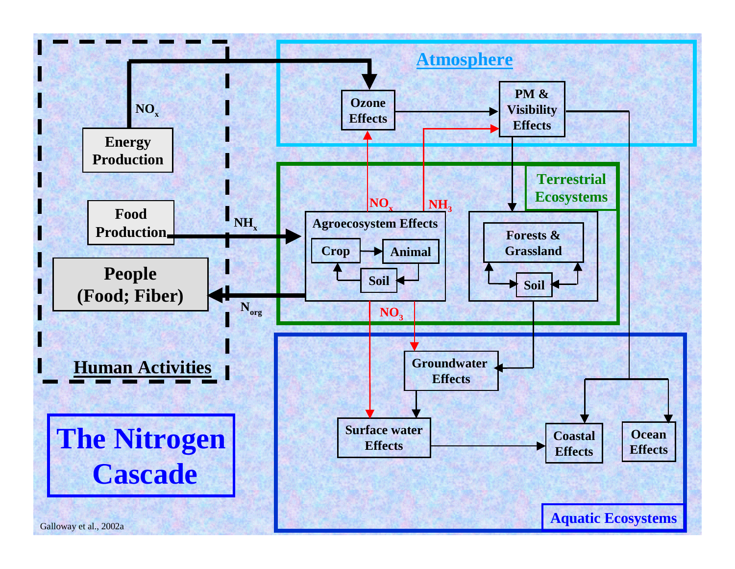# The Nitrogen Cascade

**Human Activities**

- Energy Production
- Food Production
- People (Food; Fiber)

$NO_x$ — $NH_x$ — $N_{org}$

**Atmosphere**

- Ozone Effects
- PM & Visibility Effects

**Terrestrial Ecosystems**

- Agroecosystem Effects
  - Crop
  - Animal
  - Soil
- Forests & Grassland
  - Soil

$NO_x$ — $NH_3$ — $NO_3$

**Aquatic Ecosystems**

- Groundwater Effects
- Surface water Effects
- Coastal Effects
- Ocean Effects

Galloway et al., 2002a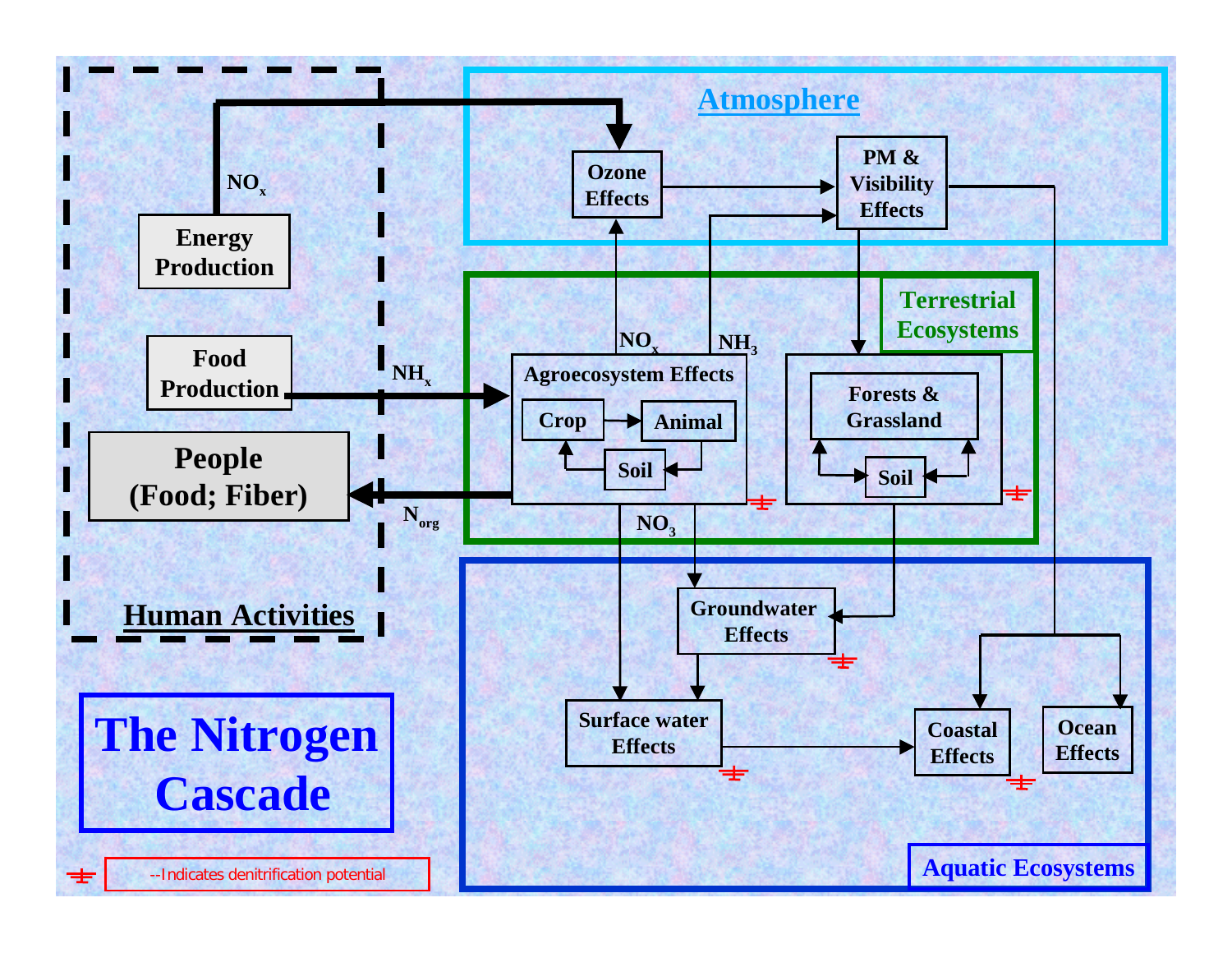# The Nitrogen Cascade

**Human Activities**

- Energy Production
- Food Production
- People (Food; Fiber)

**Atmosphere**

- Ozone Effects
- PM & Visibility Effects

**Terrestrial Ecosystems**

- Agroecosystem Effects
  - Crop
  - Animal
  - Soil
- Forests & Grassland
  - Soil

**Aquatic Ecosystems**

- Groundwater Effects
- Surface water Effects
- Coastal Effects
- Ocean Effects

Flow labels: $NO_x$, $NH_x$, $N_{org}$, $NO_x$, $NH_3$, $NO_3$

--Indicates denitrification potential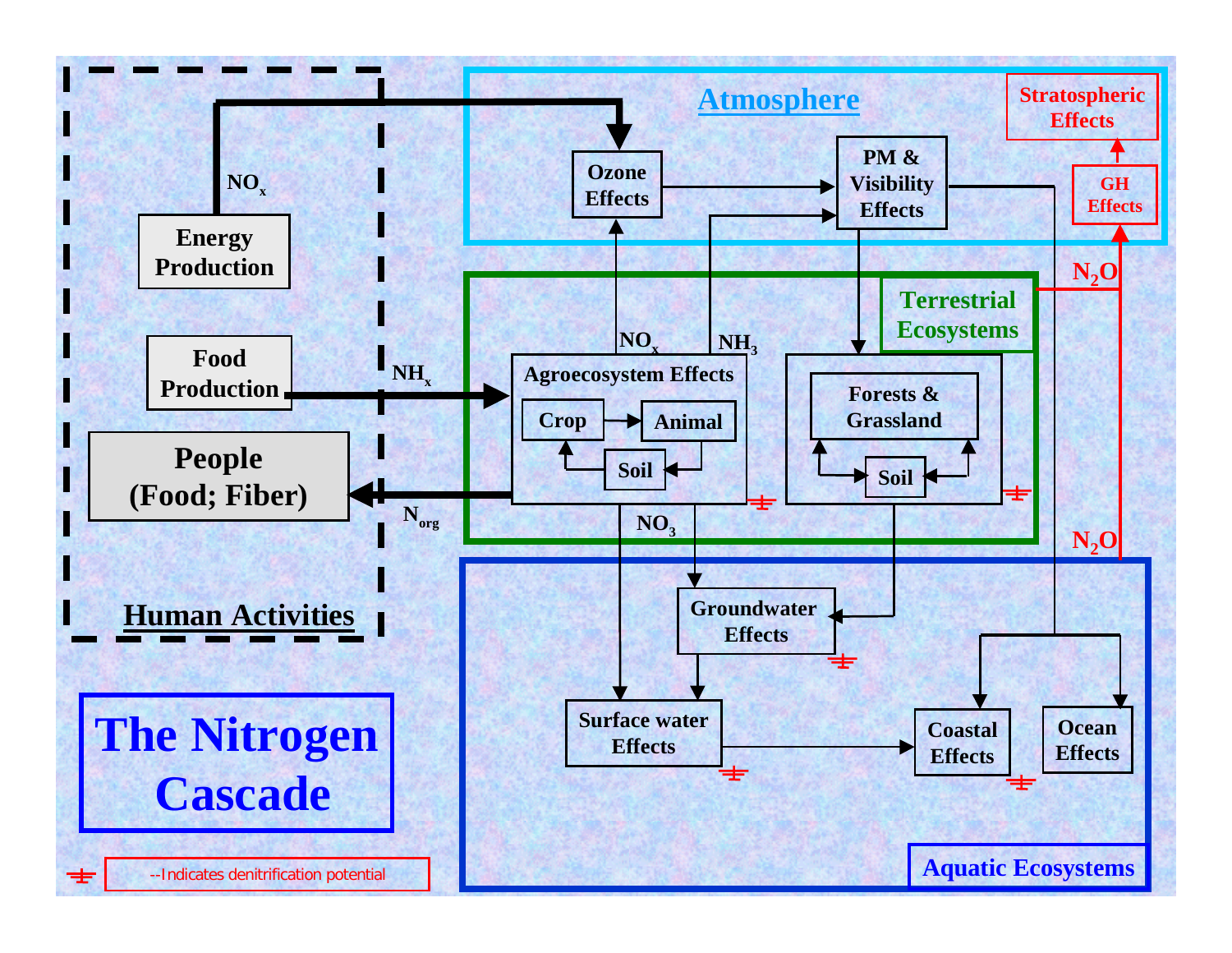# The Nitrogen Cascade

## Human Activities

- Energy Production → $NO_x$
- Food Production → $NH_x$
- People (Food; Fiber) ← $N_{org}$

## Atmosphere

- Ozone Effects
- PM & Visibility Effects
- GH Effects
- Stratospheric Effects

## Terrestrial Ecosystems

- Agroecosystem Effects
  - Crop
  - Animal
  - Soil
- Forests & Grassland
  - Soil

$NO_x$, $NH_3$, $NO_3$, $N_2O$

## Aquatic Ecosystems

- Groundwater Effects
- Surface water Effects
- Coastal Effects
- Ocean Effects

$N_2O$

--Indicates denitrification potential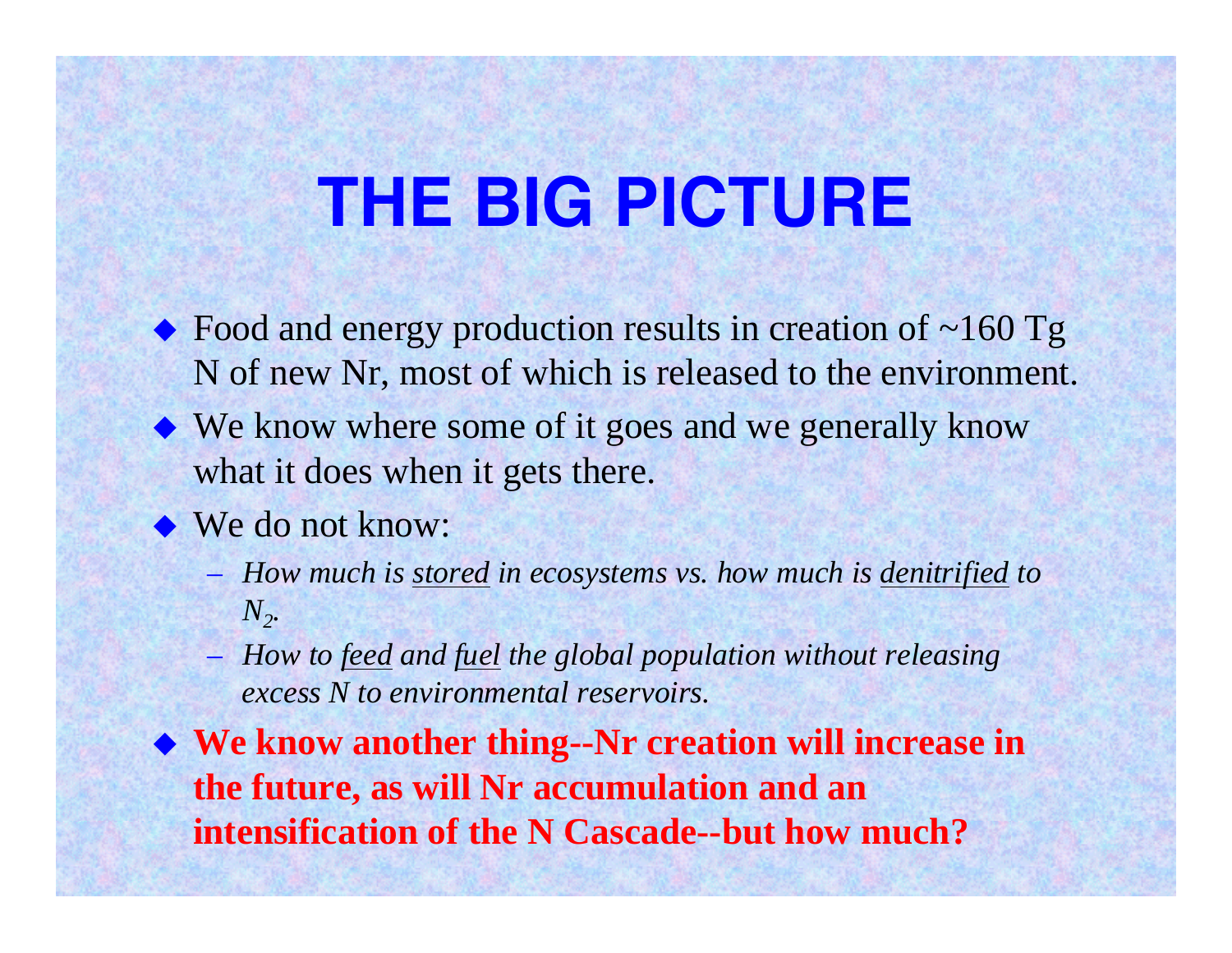# THE BIG PICTURE

- Food and energy production results in creation of ~160 Tg N of new Nr, most of which is released to the environment.
- We know where some of it goes and we generally know what it does when it gets there.
- We do not know:
  - *How much is <u>stored</u> in ecosystems vs. how much is <u>denitrified</u> to $N_2$.*
  - *How to <u>feed</u> and <u>fuel</u> the global population without releasing excess N to environmental reservoirs.*
- **We know another thing--Nr creation will increase in the future, as will Nr accumulation and an intensification of the N Cascade--but how much?**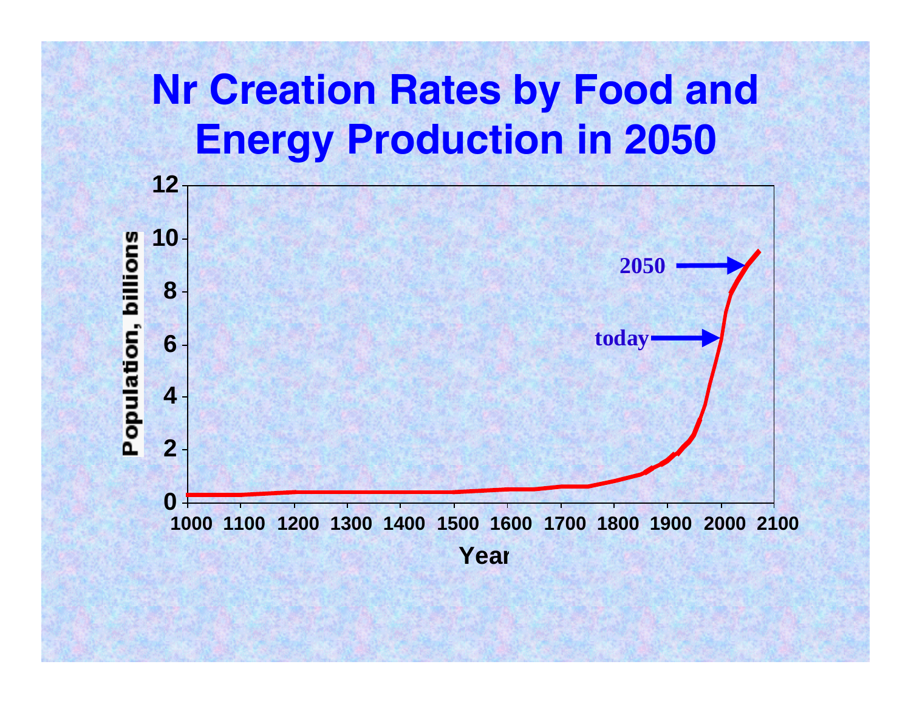# Nr Creation Rates by Food and Energy Production in 2050

Population, billions

Year

today

2050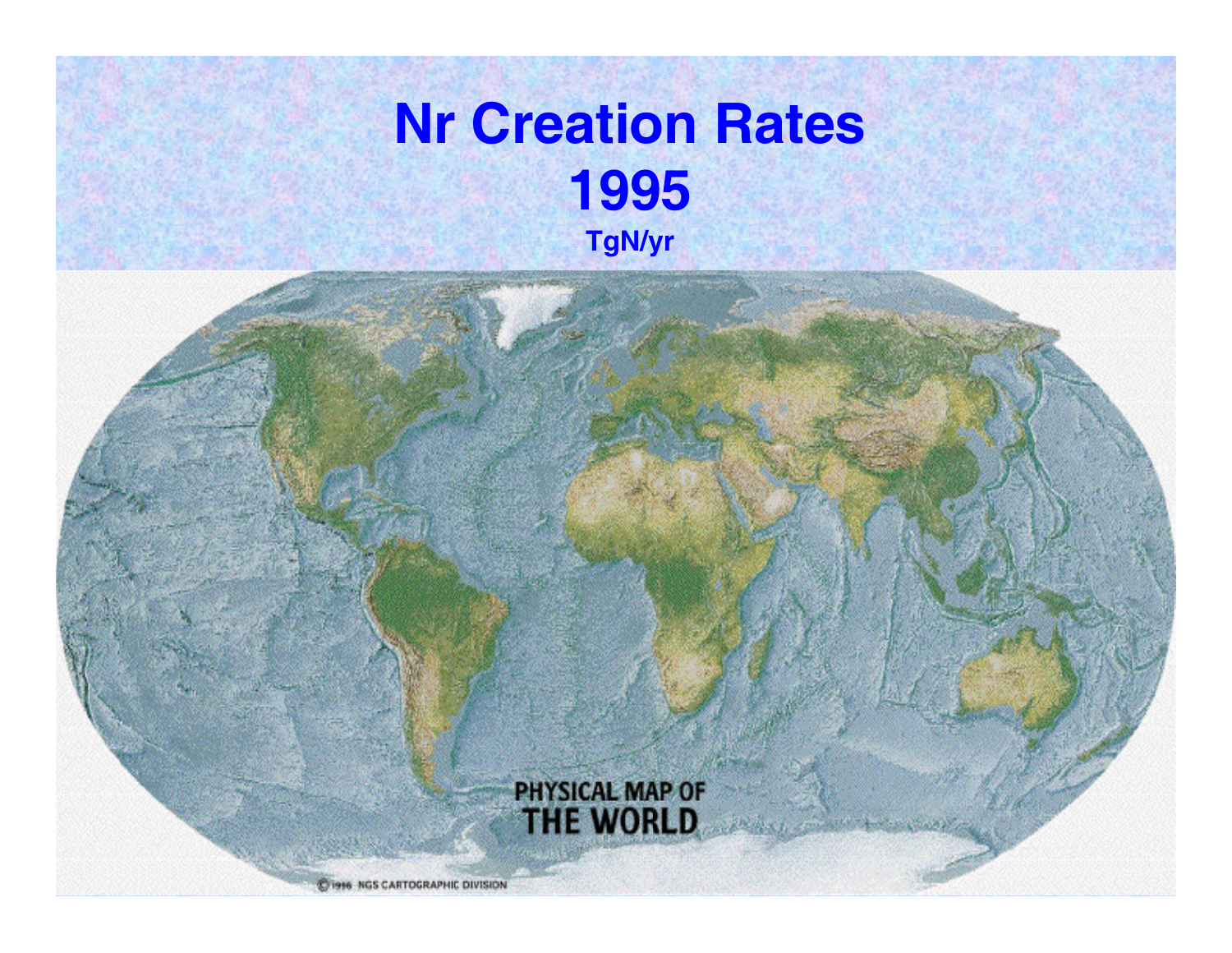# Nr Creation Rates

## 1995

### TgN/yr

PHYSICAL MAP OF
THE WORLD

© 1996 NGS CARTOGRAPHIC DIVISION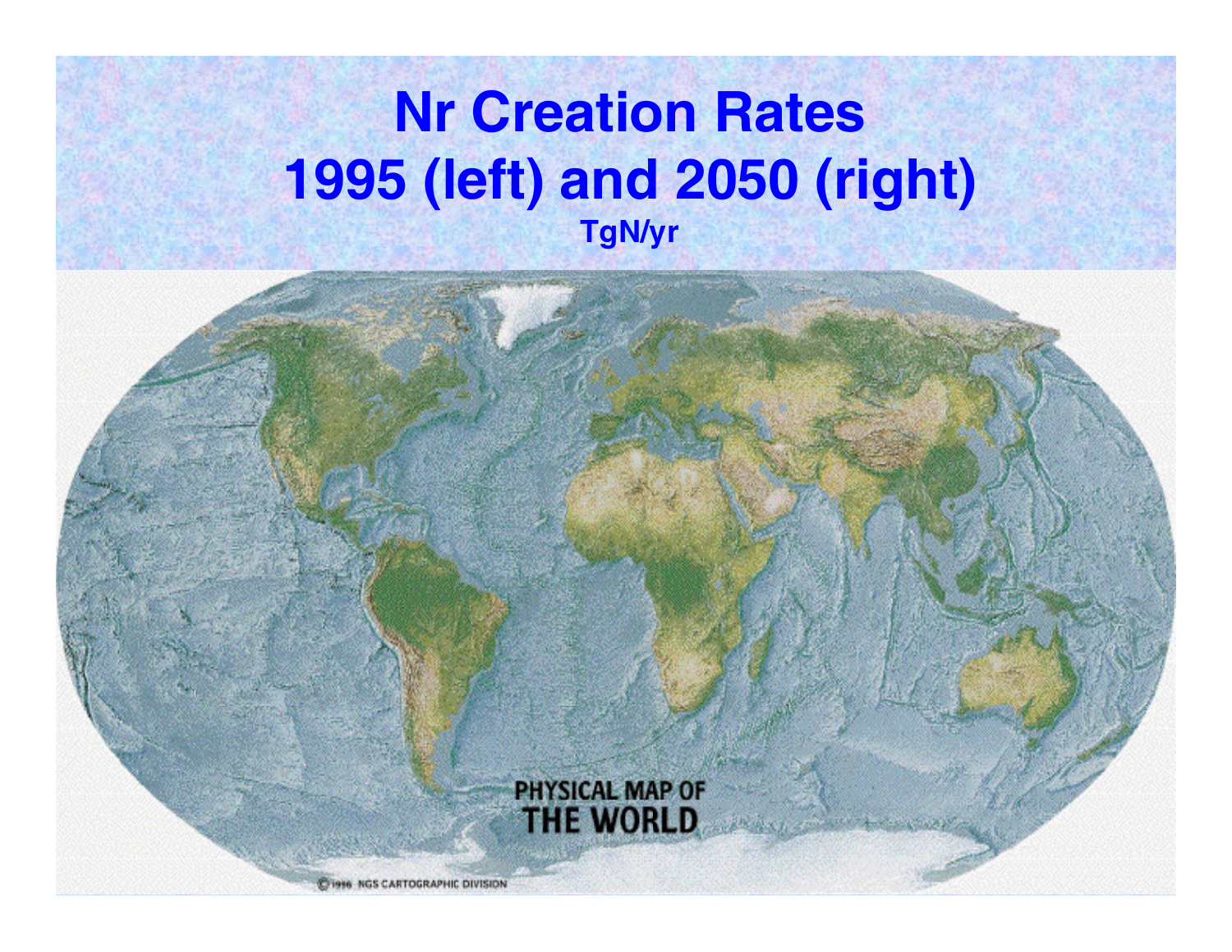# Nr Creation Rates
# 1995 (left) and 2050 (right)

**TgN/yr**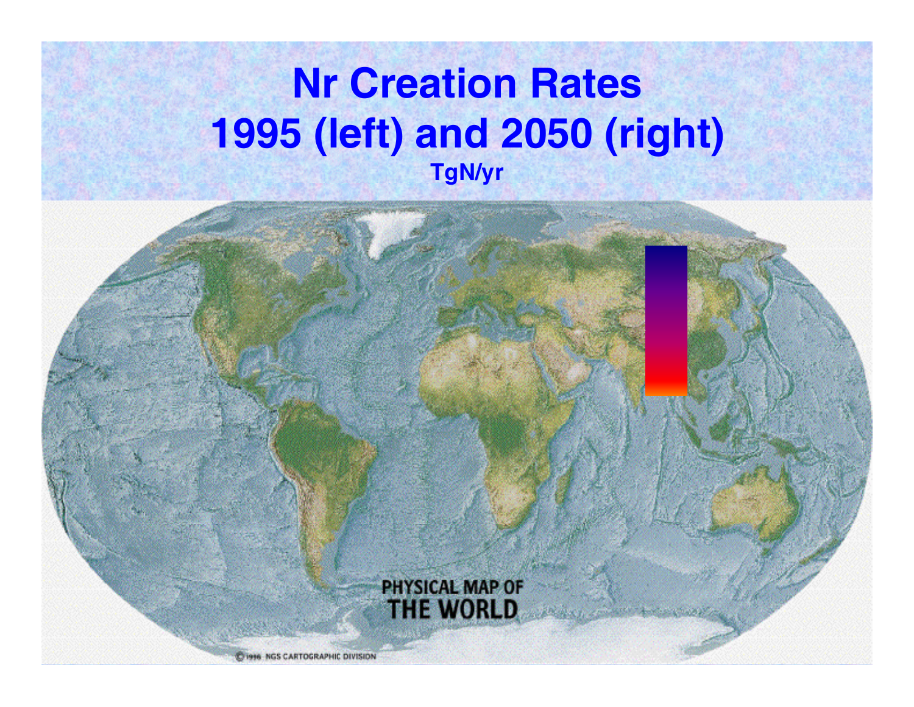# Nr Creation Rates
# 1995 (left) and 2050 (right)

**TgN/yr**

PHYSICAL MAP OF THE WORLD

© 1996 NGS CARTOGRAPHIC DIVISION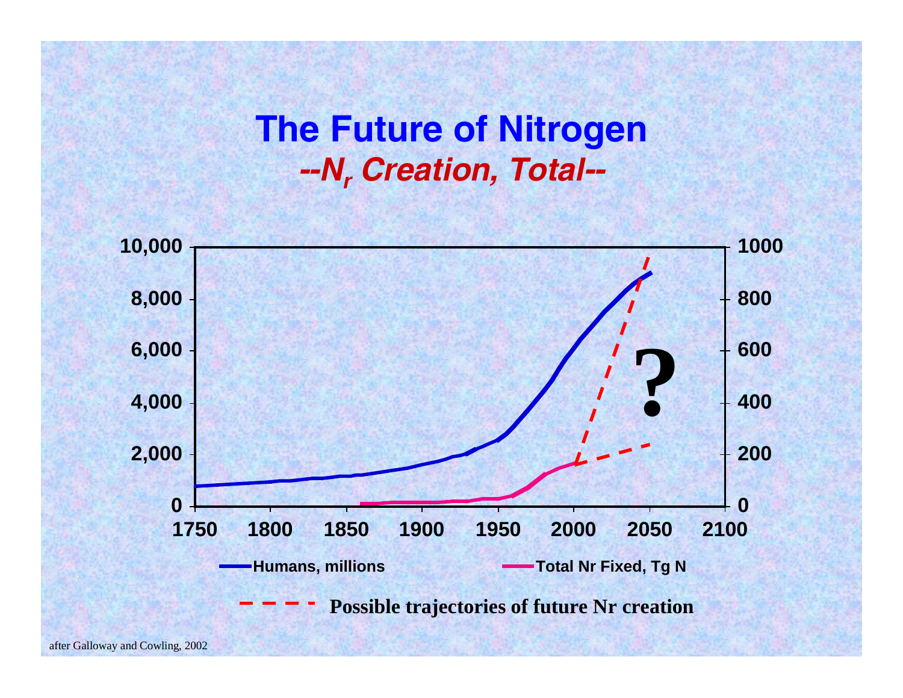# The Future of Nitrogen

## *--$N_r$ Creation, Total--*

10,000 | 8,000 | 6,000 | 4,000 | 2,000 | 0

1000 | 800 | 600 | 400 | 200 | 0

1750 | 1800 | 1850 | 1900 | 1950 | 2000 | 2050 | 2100

?

**Humans, millions**

**Total Nr Fixed, Tg N**

**Possible trajectories of future Nr creation**

after Galloway and Cowling, 2002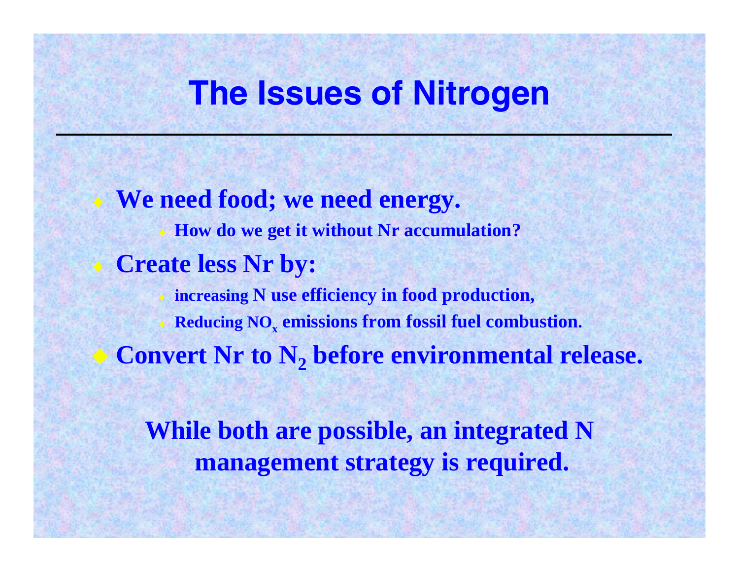# The Issues of Nitrogen

- **We need food; we need energy.**
  - **How do we get it without Nr accumulation?**
- **Create less Nr by:**
  - **increasing N use efficiency in food production,**
  - **Reducing $NO_x$ emissions from fossil fuel combustion.**
- **Convert Nr to $N_2$ before environmental release.**

**While both are possible, an integrated N management strategy is required.**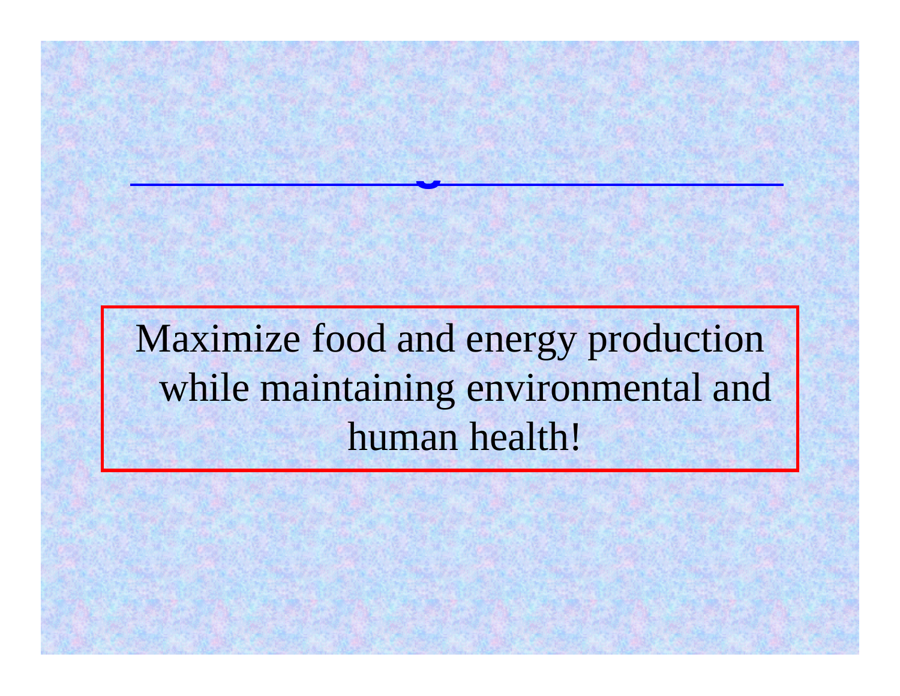Maximize food and energy production while maintaining environmental and human health!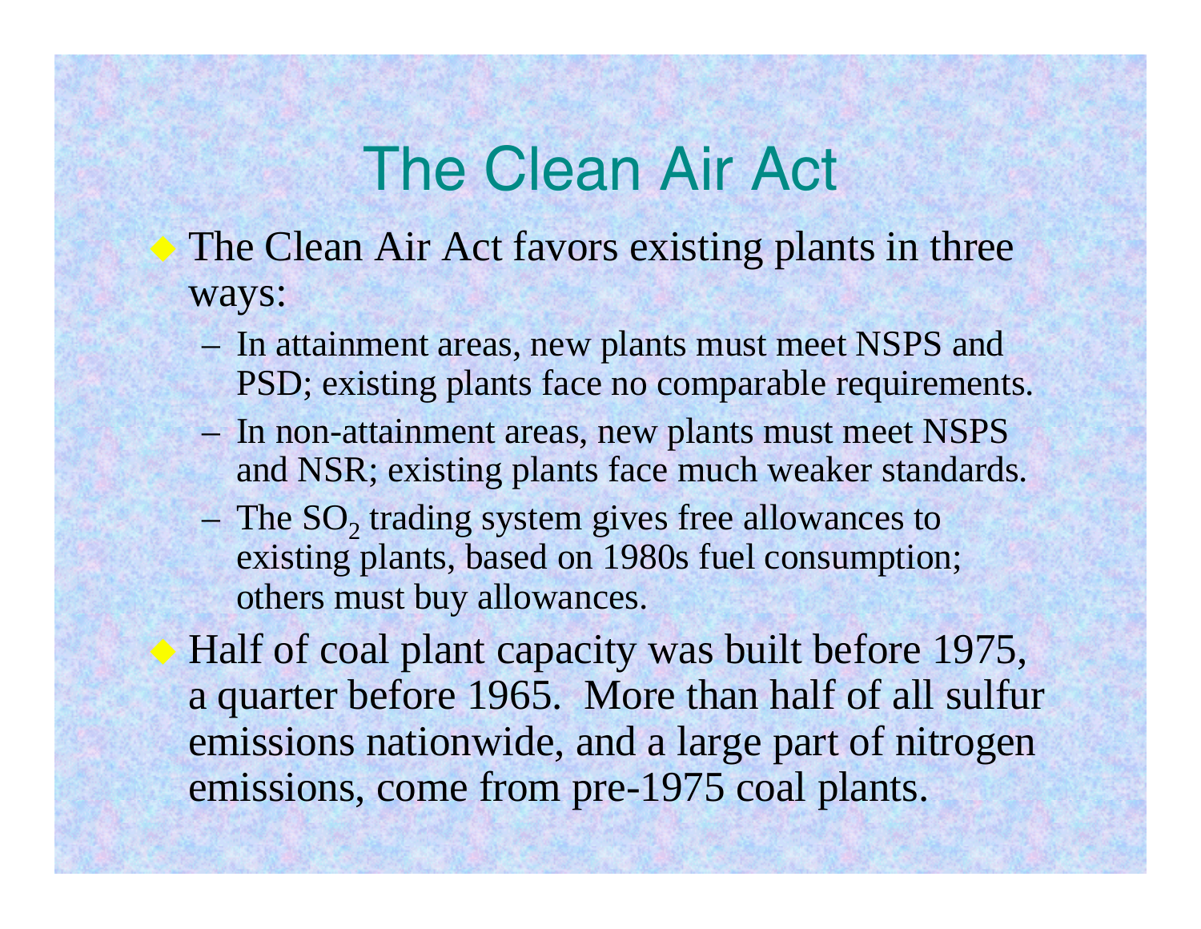# The Clean Air Act

- The Clean Air Act favors existing plants in three ways:
  - In attainment areas, new plants must meet NSPS and PSD; existing plants face no comparable requirements.
  - In non-attainment areas, new plants must meet NSPS and NSR; existing plants face much weaker standards.
  - The $SO_2$ trading system gives free allowances to existing plants, based on 1980s fuel consumption; others must buy allowances.
- Half of coal plant capacity was built before 1975, a quarter before 1965. More than half of all sulfur emissions nationwide, and a large part of nitrogen emissions, come from pre-1975 coal plants.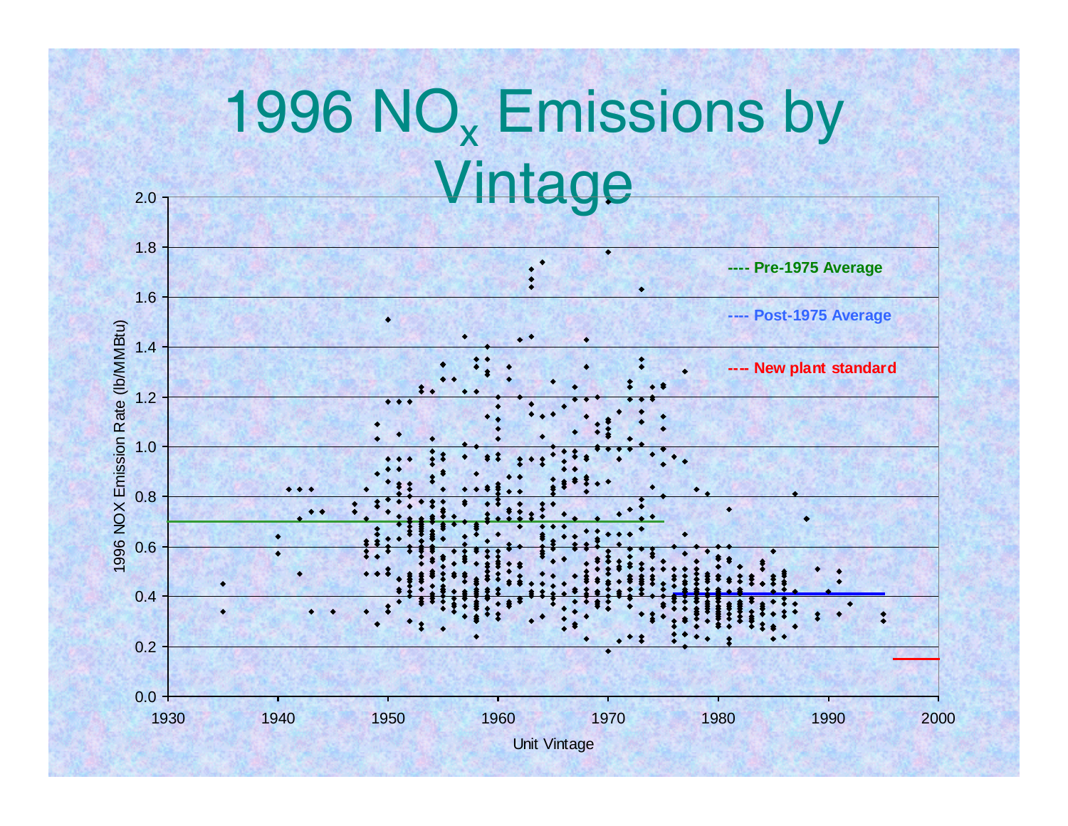# 1996 $NO_x$ Emissions by Vintage

---- Pre-1975 Average

---- Post-1975 Average

---- New plant standard

1996 NOX Emission Rate (lb/MMBtu)

Unit Vintage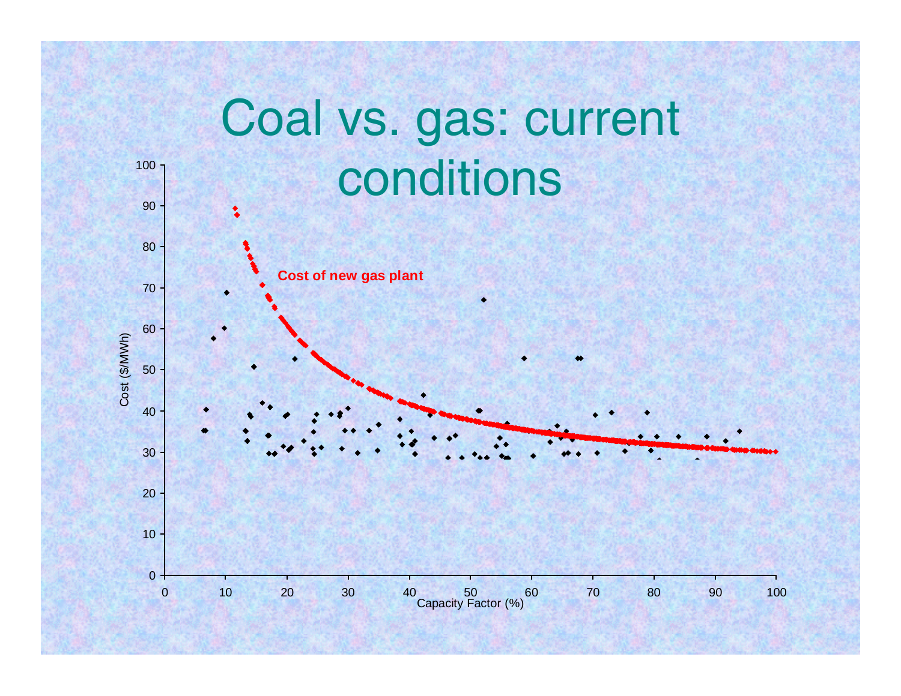# Coal vs. gas: current conditions

Cost of new gas plant

Cost ($/MWh)

Capacity Factor (%)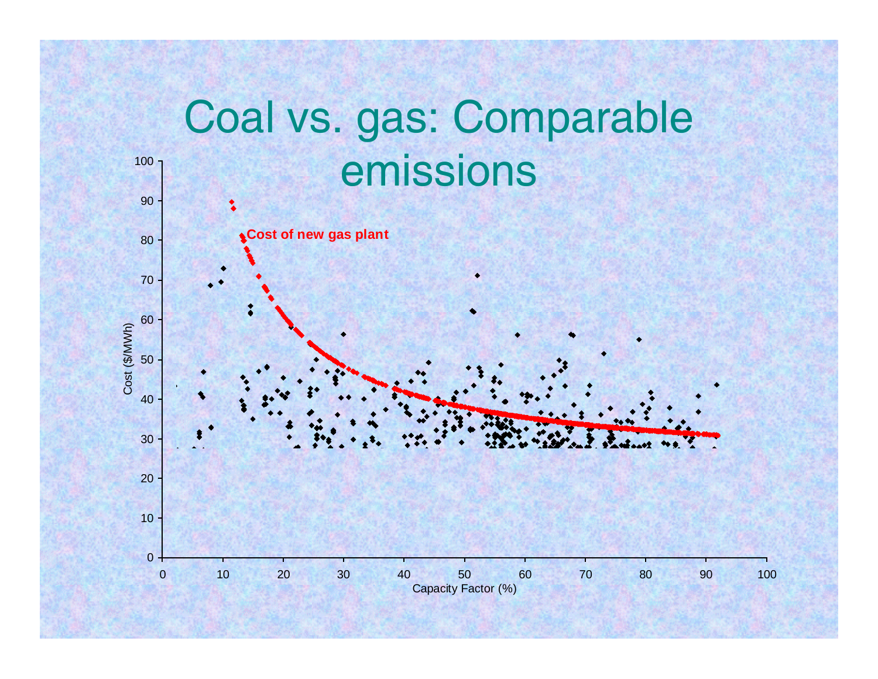# Coal vs. gas: Comparable emissions

Cost of new gas plant

Cost ($/MWh)

Capacity Factor (%)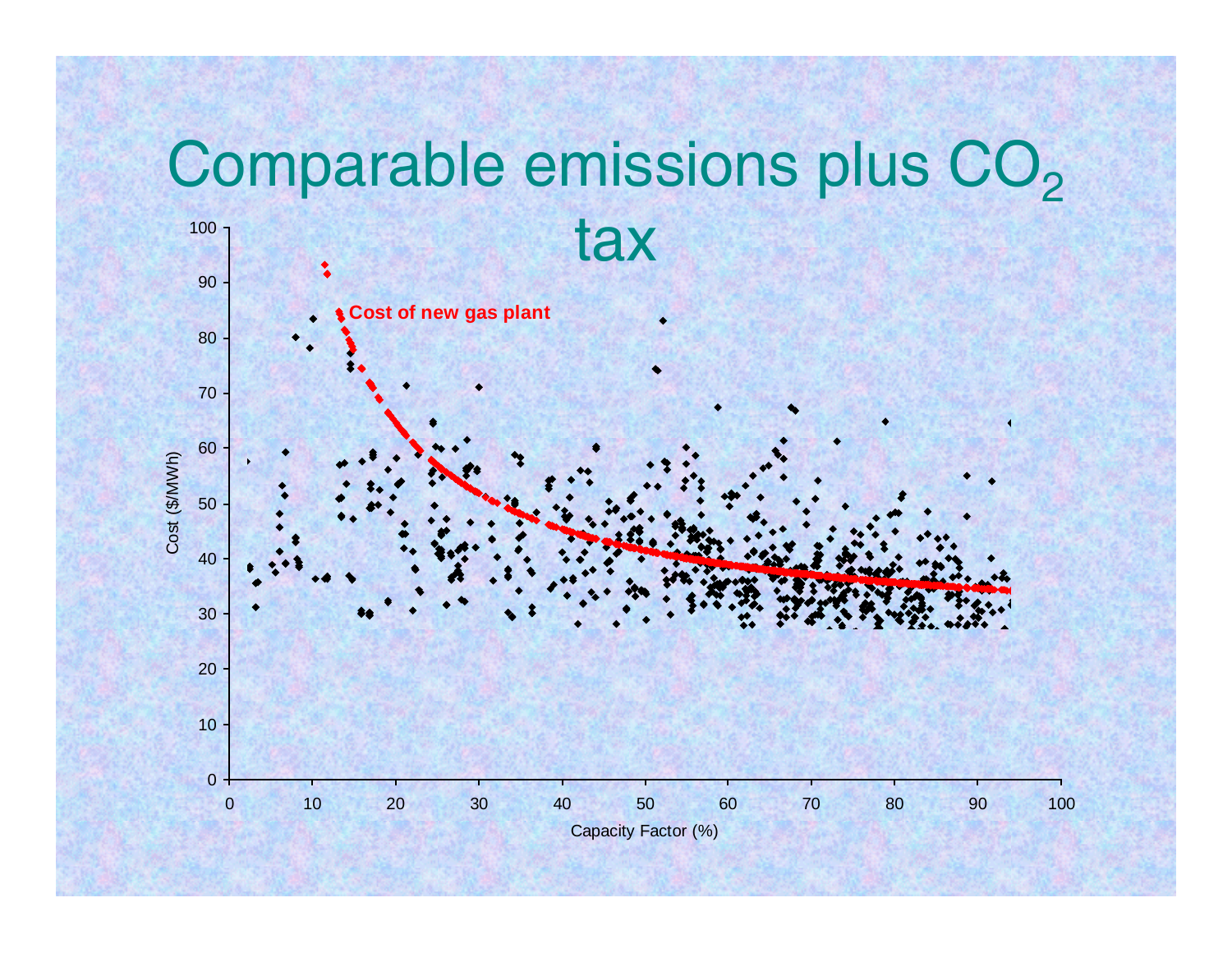# Comparable emissions plus $CO_2$ tax

Cost of new gas plant

Cost ($/MWh)

Capacity Factor (%)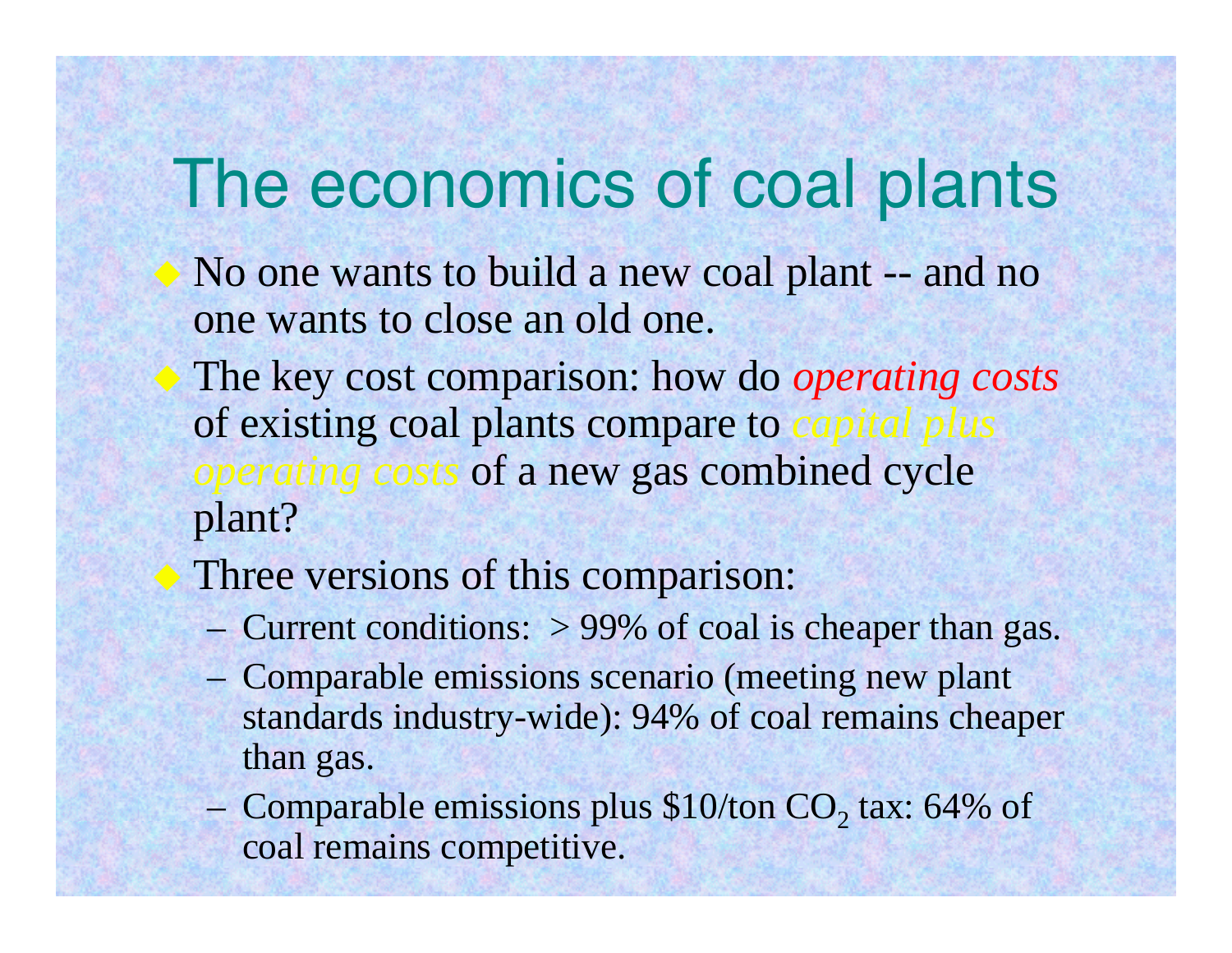# The economics of coal plants

- No one wants to build a new coal plant -- and no one wants to close an old one.
- The key cost comparison: how do *operating costs* of existing coal plants compare to *capital plus operating costs* of a new gas combined cycle plant?
- Three versions of this comparison:
  - Current conditions: > 99% of coal is cheaper than gas.
  - Comparable emissions scenario (meeting new plant standards industry-wide): 94% of coal remains cheaper than gas.
  - Comparable emissions plus $10/ton $CO_2$ tax: 64% of coal remains competitive.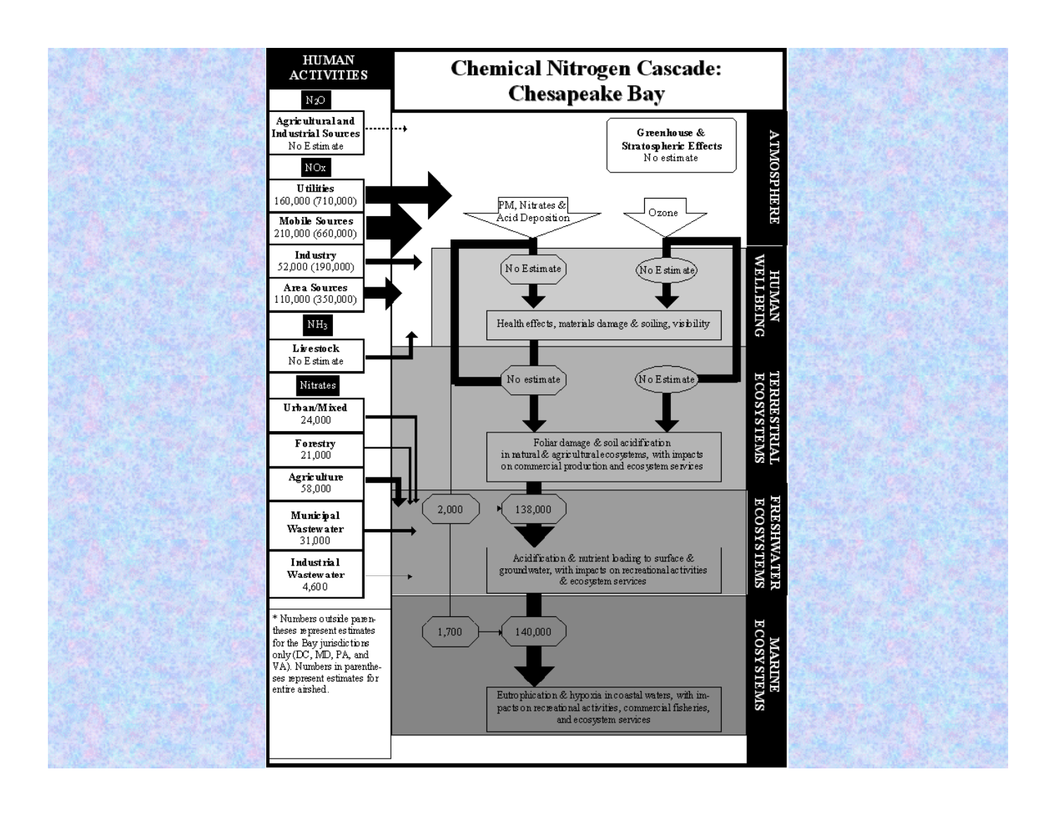# Chemical Nitrogen Cascade: Chesapeake Bay

**HUMAN ACTIVITIES**

$N_2O$

**Agricultural and Industrial Sources**
No Estimate

$NO_x$

**Utilities**
160,000 (710,000)

**Mobile Sources**
210,000 (660,000)

**Industry**
52,000 (190,000)

**Area Sources**
110,000 (350,000)

$NH_3$

**Livestock**
No Estimate

Nitrates

**Urban/Mixed**
24,000

**Forestry**
21,000

**Agriculture**
58,000

**Municipal Wastewater**
31,000

**Industrial Wastewater**
4,600

* Numbers outside parentheses represent estimates for the Bay jurisdictions only (DC, MD, PA, and VA). Numbers in parentheses represent estimates for entire airshed.

**ATMOSPHERE**

**Greenhouse & Stratospheric Effects**
No estimate

PM, Nitrates & Acid Deposition

Ozone

**HUMAN WELLBEING**

No Estimate

No Estimate

Health effects, materials damage & soiling, visibility

**TERRESTRIAL ECOSYSTEMS**

No estimate

No Estimate

Foliar damage & soil acidification in natural & agricultural ecosystems, with impacts on commercial production and ecosystem services

**FRESHWATER ECOSYSTEMS**

2,000

138,000

Acidification & nutrient loading to surface & groundwater, with impacts on recreational activities & ecosystem services

**MARINE ECOSYSTEMS**

1,700

140,000

Eutrophication & hypoxia in coastal waters, with impacts on recreational activities, commercial fisheries, and ecosystem services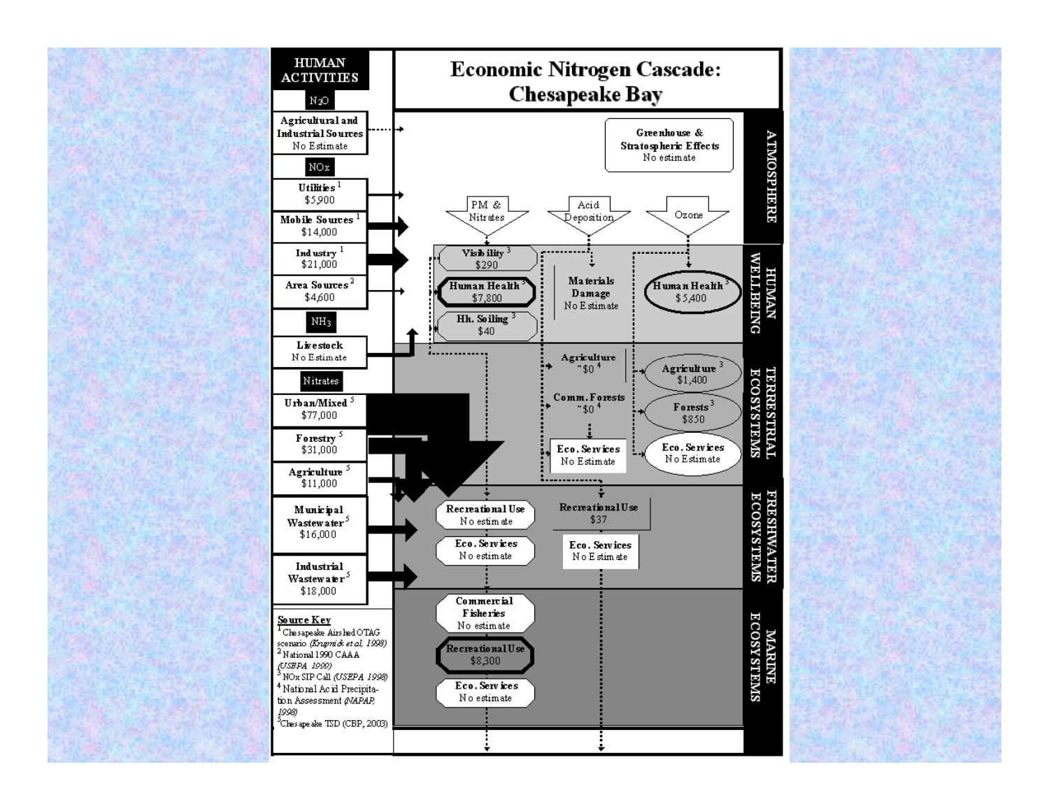# Economic Nitrogen Cascade: Chesapeake Bay

**HUMAN ACTIVITIES**

**$N_2O$**

- **Agricultural and Industrial Sources** — No Estimate

**$NO_x$**

- **Utilities** [1] — $5,900
- **Mobile Sources** [1] — $14,000
- **Industry** [1] — $21,000
- **Area Sources** [2] — $4,600

**$NH_3$**

- **Livestock** — No Estimate

**Nitrates**

- **Urban/Mixed** [5] — $77,000
- **Forestry** [5] — $31,000
- **Agriculture** [5] — $11,000
- **Municipal Wastewater** [5] — $16,000
- **Industrial Wastewater** [5] — $18,000

**ATMOSPHERE**

- **Greenhouse & Stratospheric Effects** — No estimate
- PM & Nitrates
- Acid Deposition
- Ozone

**HUMAN WELLBEING**

- **Visibility** [3] — $290
- **Human Health** [3] — $7,800
- **Hh. Soiling** [3] — $40
- **Materials Damage** — No Estimate
- **Human Health** [3] — $5,400

**TERRESTRIAL ECOSYSTEMS**

- **Agriculture** — ~$0 [4]
- **Comm. Forests** — ~$0 [4]
- **Eco. Services** — No Estimate
- **Agriculture** [3] — $1,400
- **Forests** [3] — $850
- **Eco. Services** — No Estimate

**FRESHWATER ECOSYSTEMS**

- **Recreational Use** — No estimate
- **Eco. Services** — No estimate
- **Recreational Use** — $37
- **Eco. Services** — No Estimate

**MARINE ECOSYSTEMS**

- **Commercial Fisheries** — No estimate
- **Recreational Use** — $8,300
- **Eco. Services** — No estimate

**Source Key**

[1] Chesapeake Airshed OTAG scenario (*Krupnick et al, 1998*)

[2] National 1990 CAAA (*USEPA 1999*)

[3] NOx SIP Call (*USEPA 1998*)

[4] National Acid Precipitation Assessment (*NAPAP, 1998*)

[5] Chesapeake TSD (CBP, 2003)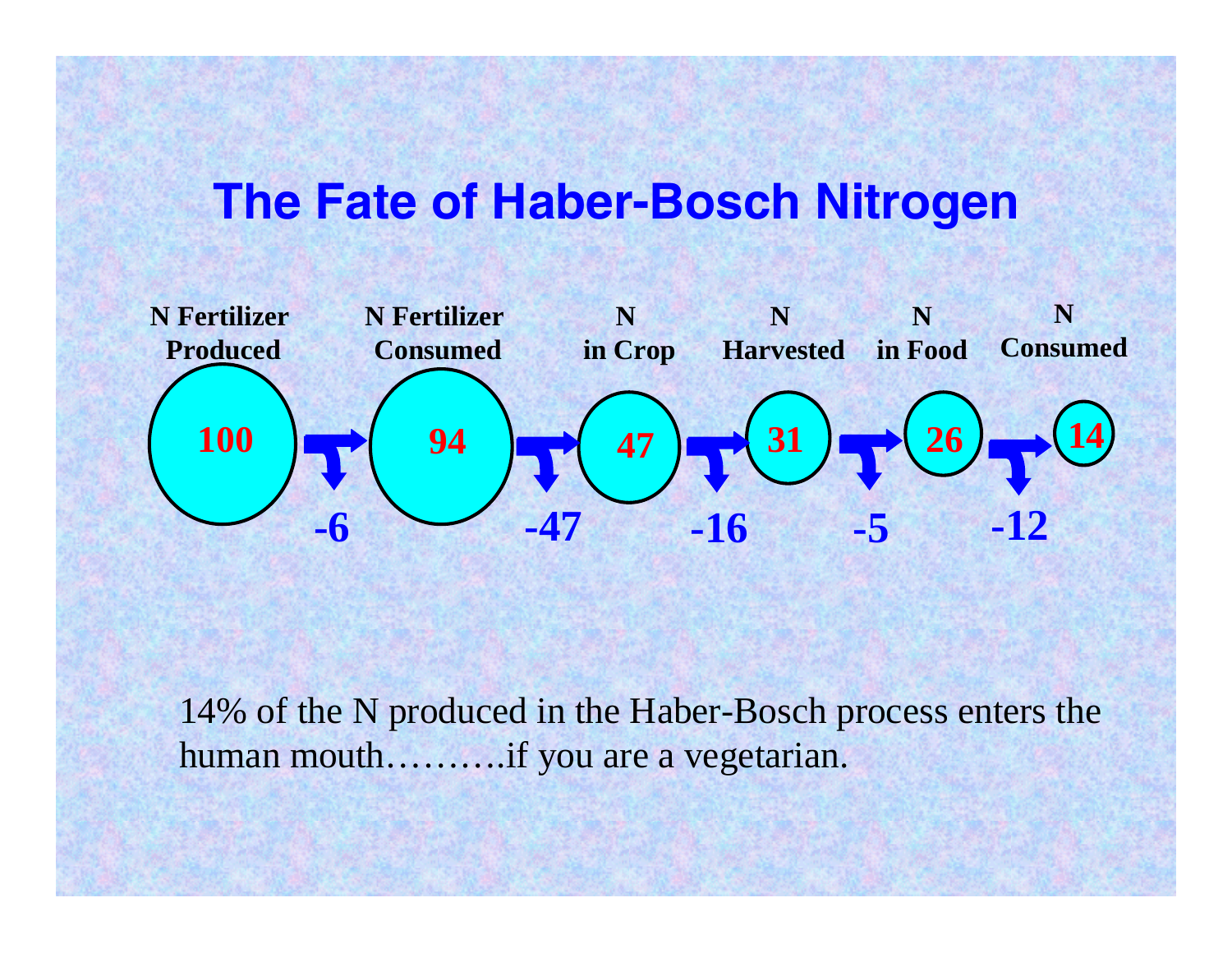# The Fate of Haber-Bosch Nitrogen

| N Fertilizer Produced | | N Fertilizer Consumed | | N in Crop | | N Harvested | | N in Food | | N Consumed |
|---|---|---|---|---|---|---|---|---|---|---|
| 100 | → | 94 | → | 47 | → | 31 | → | 26 | → | 14 |
| | -6 | | -47 | | -16 | | -5 | | -12 | |

14% of the N produced in the Haber-Bosch process enters the human mouth……….if you are a vegetarian.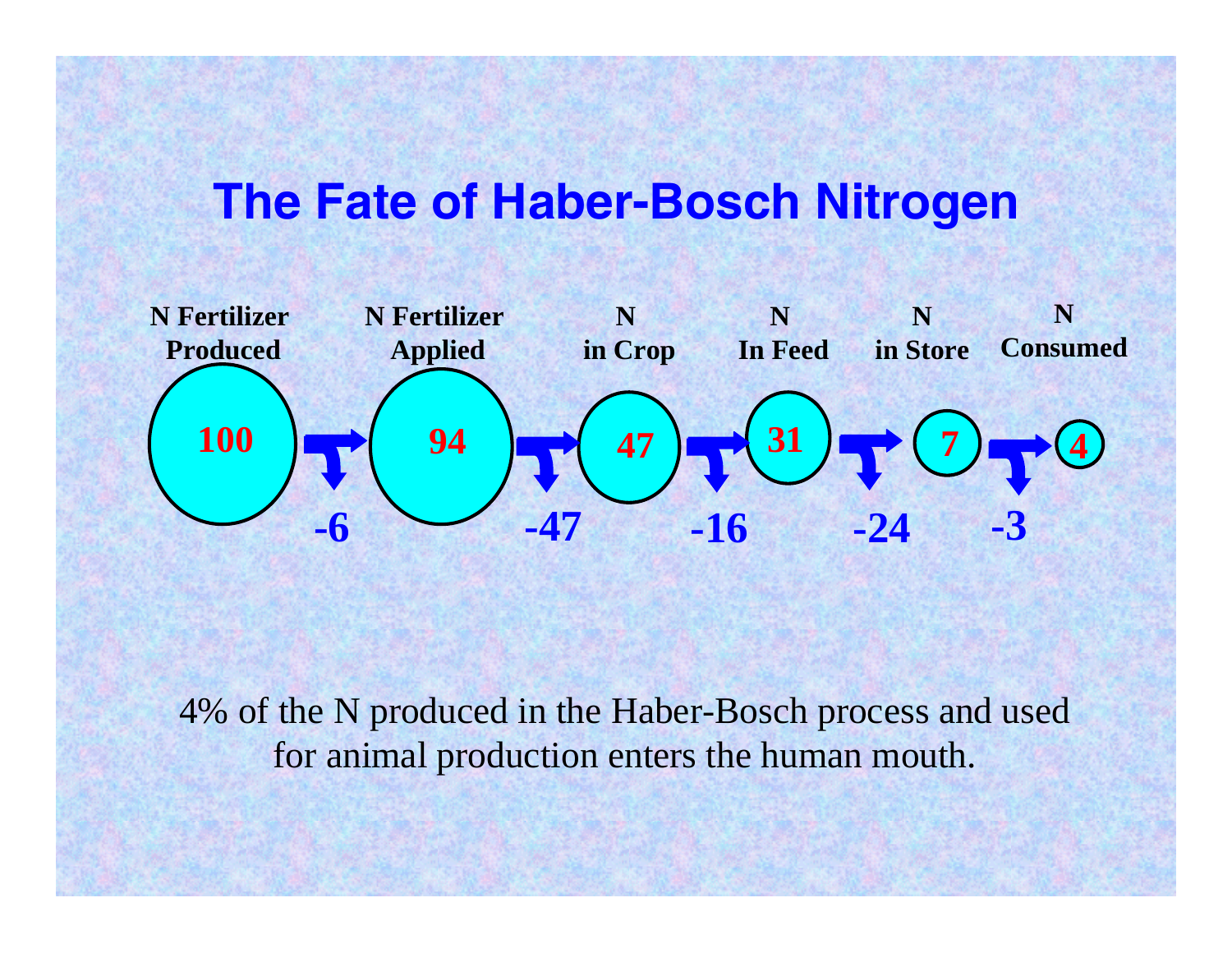# The Fate of Haber-Bosch Nitrogen

N Fertilizer Produced

100

-6

N Fertilizer Applied

94

-47

N in Crop

47

-16

N In Feed

31

-24

N in Store

7

-3

N Consumed

4

4% of the N produced in the Haber-Bosch process and used for animal production enters the human mouth.